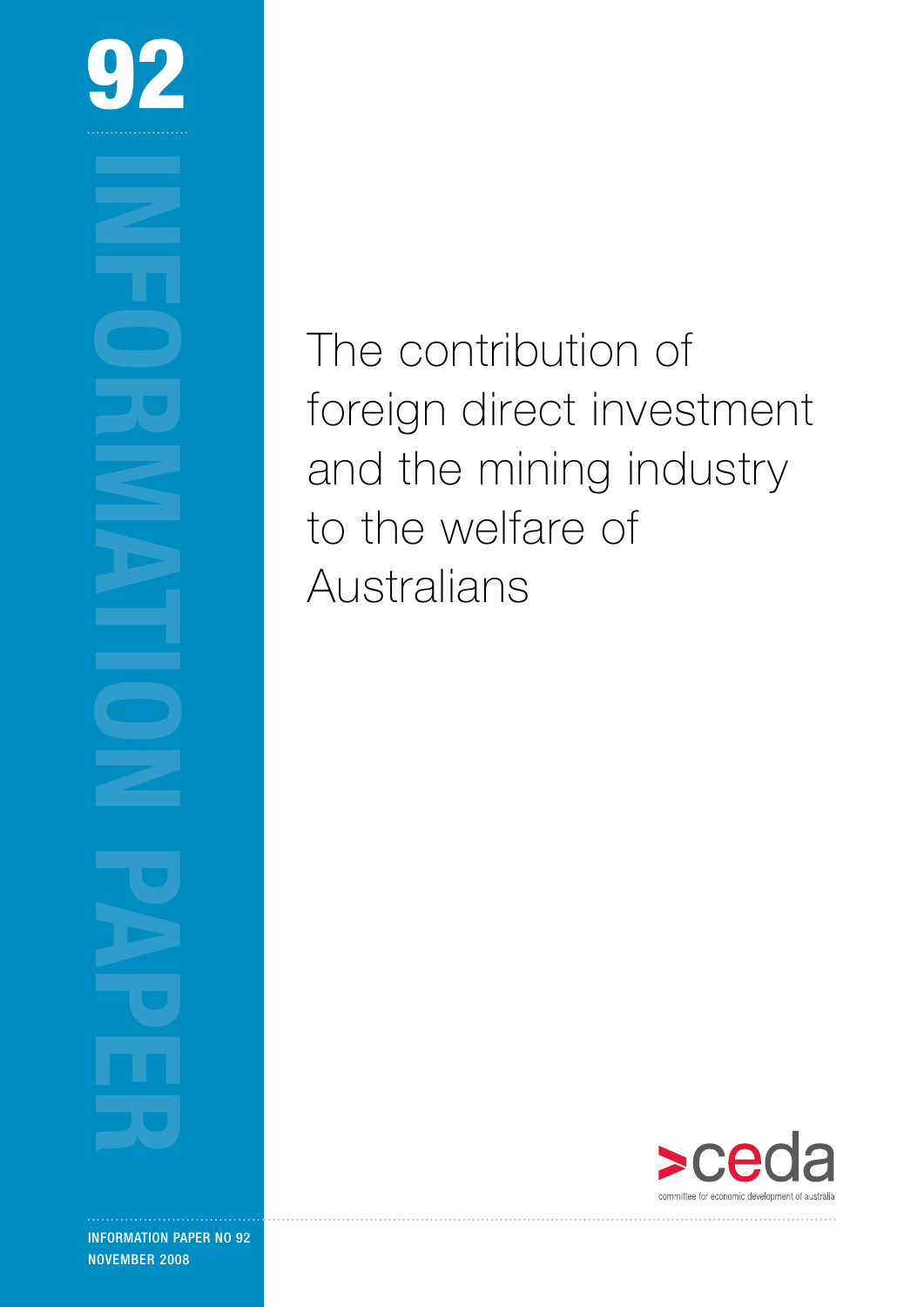92

INFORMATION PAPER

# The contribution of foreign direct investment and the mining industry to the welfare of Australians

ceda

committee for economic development of australia

INFORMATION PAPER NO 92

NOVEMBER 2008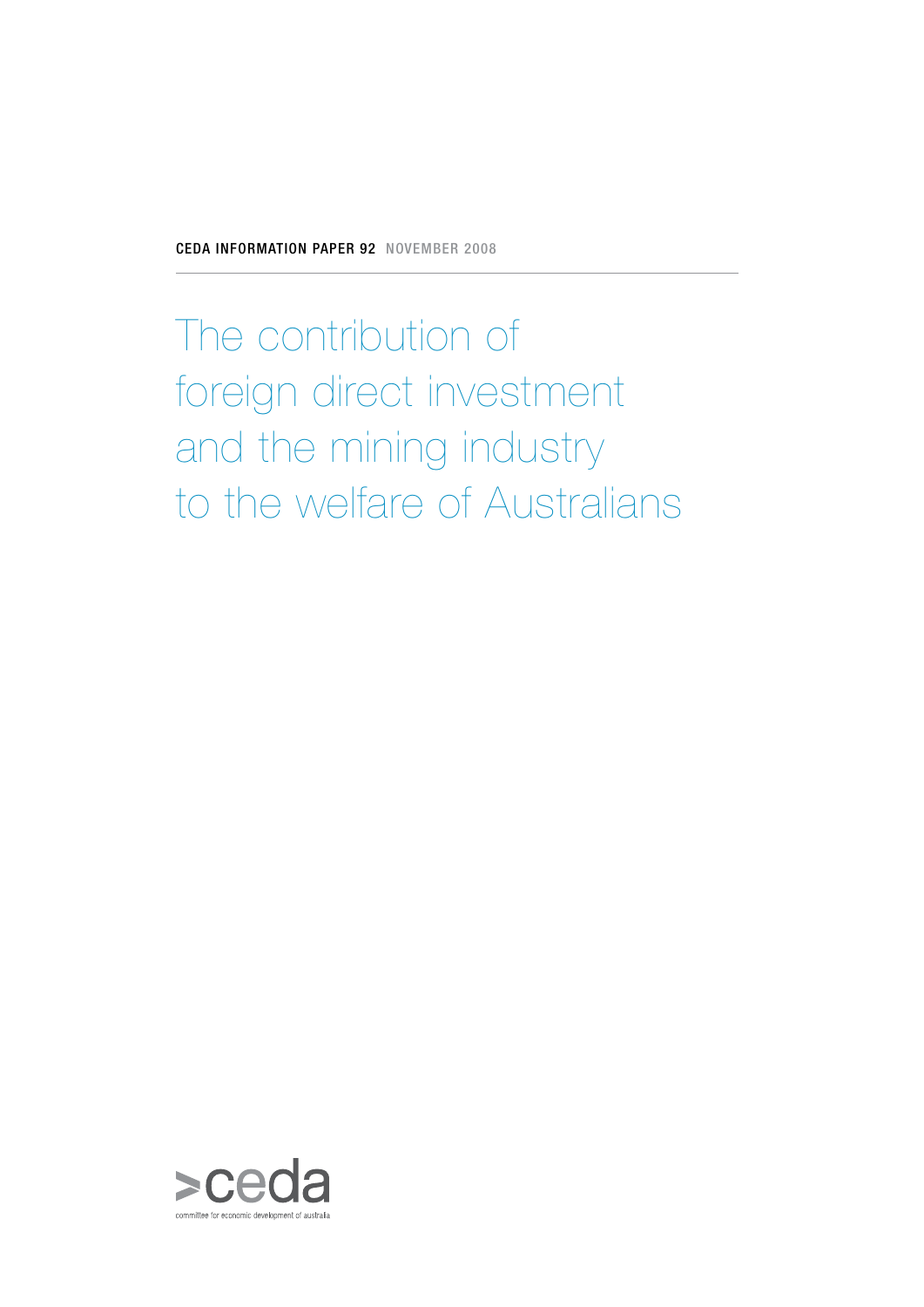CEDA INFORMATION PAPER 92 NOVEMBER 2008

# The contribution of foreign direct investment and the mining industry to the welfare of Australians

ceda

committee for economic development of australia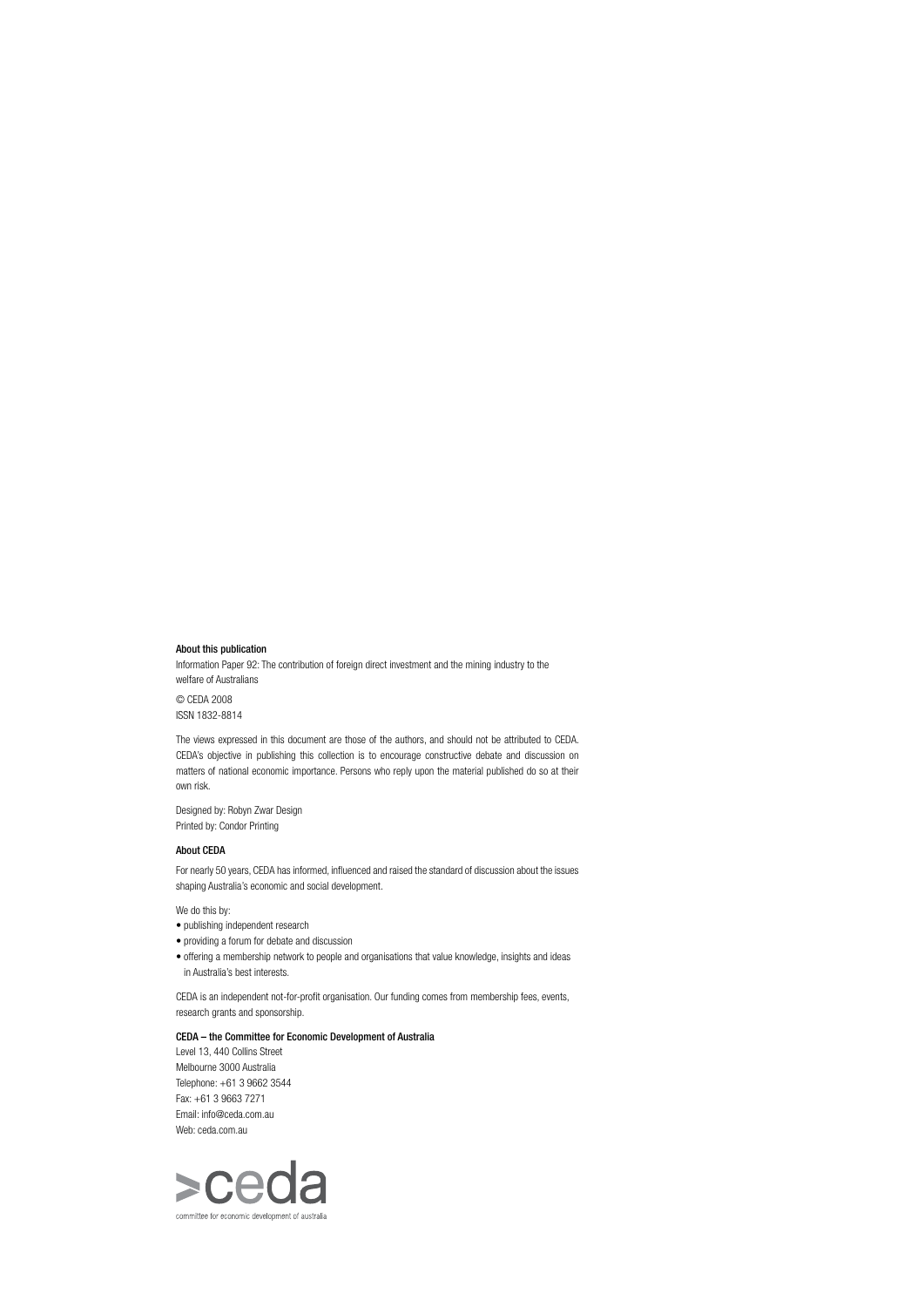**About this publication**

Information Paper 92: The contribution of foreign direct investment and the mining industry to the welfare of Australians

© CEDA 2008
ISSN 1832-8814

The views expressed in this document are those of the authors, and should not be attributed to CEDA. CEDA's objective in publishing this collection is to encourage constructive debate and discussion on matters of national economic importance. Persons who reply upon the material published do so at their own risk.

Designed by: Robyn Zwar Design
Printed by: Condor Printing

**About CEDA**

For nearly 50 years, CEDA has informed, influenced and raised the standard of discussion about the issues shaping Australia's economic and social development.

We do this by:

- publishing independent research
- providing a forum for debate and discussion
- offering a membership network to people and organisations that value knowledge, insights and ideas in Australia's best interests.

CEDA is an independent not-for-profit organisation. Our funding comes from membership fees, events, research grants and sponsorship.

**CEDA – the Committee for Economic Development of Australia**

Level 13, 440 Collins Street
Melbourne 3000 Australia
Telephone: +61 3 9662 3544
Fax: +61 3 9663 7271
Email: info@ceda.com.au
Web: ceda.com.au

>ceda
committee for economic development of australia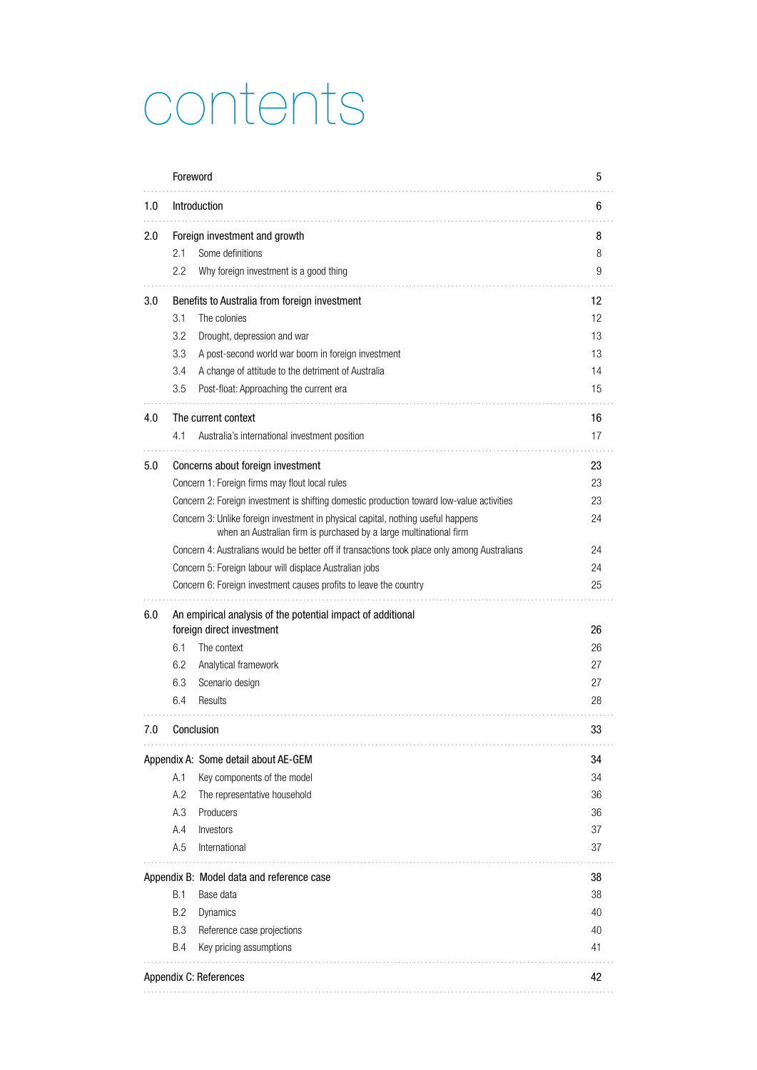# contents

| | | |
|---|---|---|
| | Foreword | 5 |
| 1.0 | Introduction | 6 |
| 2.0 | Foreign investment and growth | 8 |
| | 2.1 Some definitions | 8 |
| | 2.2 Why foreign investment is a good thing | 9 |
| 3.0 | Benefits to Australia from foreign investment | 12 |
| | 3.1 The colonies | 12 |
| | 3.2 Drought, depression and war | 13 |
| | 3.3 A post-second world war boom in foreign investment | 13 |
| | 3.4 A change of attitude to the detriment of Australia | 14 |
| | 3.5 Post-float: Approaching the current era | 15 |
| 4.0 | The current context | 16 |
| | 4.1 Australia's international investment position | 17 |
| 5.0 | Concerns about foreign investment | 23 |
| | Concern 1: Foreign firms may flout local rules | 23 |
| | Concern 2: Foreign investment is shifting domestic production toward low-value activities | 23 |
| | Concern 3: Unlike foreign investment in physical capital, nothing useful happens when an Australian firm is purchased by a large multinational firm | 24 |
| | Concern 4: Australians would be better off if transactions took place only among Australians | 24 |
| | Concern 5: Foreign labour will displace Australian jobs | 24 |
| | Concern 6: Foreign investment causes profits to leave the country | 25 |
| 6.0 | An empirical analysis of the potential impact of additional foreign direct investment | 26 |
| | 6.1 The context | 26 |
| | 6.2 Analytical framework | 27 |
| | 6.3 Scenario design | 27 |
| | 6.4 Results | 28 |
| 7.0 | Conclusion | 33 |
| Appendix A: | Some detail about AE-GEM | 34 |
| | A.1 Key components of the model | 34 |
| | A.2 The representative household | 36 |
| | A.3 Producers | 36 |
| | A.4 Investors | 37 |
| | A.5 International | 37 |
| Appendix B: | Model data and reference case | 38 |
| | B.1 Base data | 38 |
| | B.2 Dynamics | 40 |
| | B.3 Reference case projections | 40 |
| | B.4 Key pricing assumptions | 41 |
| Appendix C: | References | 42 |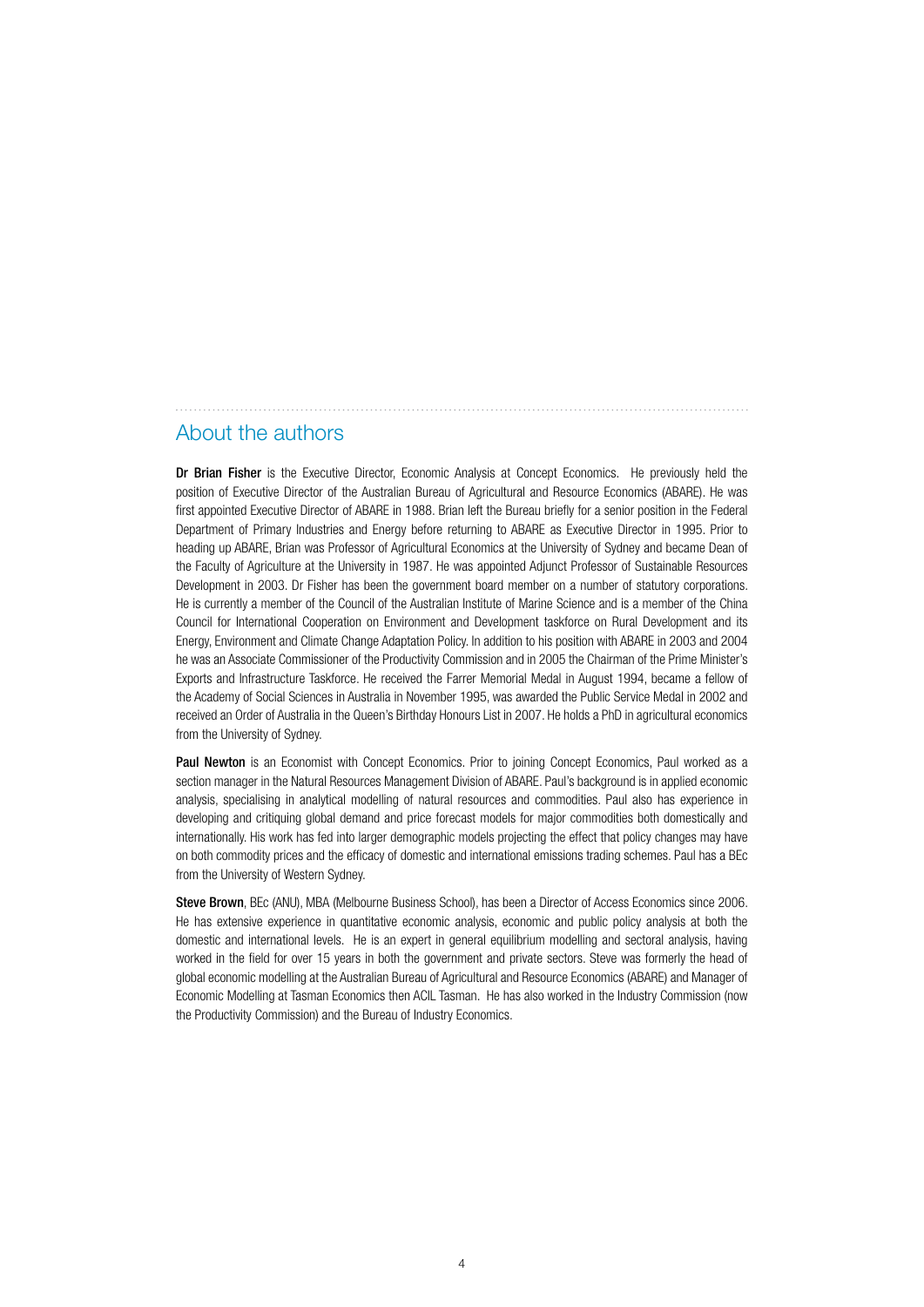## About the authors

**Dr Brian Fisher** is the Executive Director, Economic Analysis at Concept Economics. He previously held the position of Executive Director of the Australian Bureau of Agricultural and Resource Economics (ABARE). He was first appointed Executive Director of ABARE in 1988. Brian left the Bureau briefly for a senior position in the Federal Department of Primary Industries and Energy before returning to ABARE as Executive Director in 1995. Prior to heading up ABARE, Brian was Professor of Agricultural Economics at the University of Sydney and became Dean of the Faculty of Agriculture at the University in 1987. He was appointed Adjunct Professor of Sustainable Resources Development in 2003. Dr Fisher has been the government board member on a number of statutory corporations. He is currently a member of the Council of the Australian Institute of Marine Science and is a member of the China Council for International Cooperation on Environment and Development taskforce on Rural Development and its Energy, Environment and Climate Change Adaptation Policy. In addition to his position with ABARE in 2003 and 2004 he was an Associate Commissioner of the Productivity Commission and in 2005 the Chairman of the Prime Minister's Exports and Infrastructure Taskforce. He received the Farrer Memorial Medal in August 1994, became a fellow of the Academy of Social Sciences in Australia in November 1995, was awarded the Public Service Medal in 2002 and received an Order of Australia in the Queen's Birthday Honours List in 2007. He holds a PhD in agricultural economics from the University of Sydney.

**Paul Newton** is an Economist with Concept Economics. Prior to joining Concept Economics, Paul worked as a section manager in the Natural Resources Management Division of ABARE. Paul's background is in applied economic analysis, specialising in analytical modelling of natural resources and commodities. Paul also has experience in developing and critiquing global demand and price forecast models for major commodities both domestically and internationally. His work has fed into larger demographic models projecting the effect that policy changes may have on both commodity prices and the efficacy of domestic and international emissions trading schemes. Paul has a BEc from the University of Western Sydney.

**Steve Brown**, BEc (ANU), MBA (Melbourne Business School), has been a Director of Access Economics since 2006. He has extensive experience in quantitative economic analysis, economic and public policy analysis at both the domestic and international levels. He is an expert in general equilibrium modelling and sectoral analysis, having worked in the field for over 15 years in both the government and private sectors. Steve was formerly the head of global economic modelling at the Australian Bureau of Agricultural and Resource Economics (ABARE) and Manager of Economic Modelling at Tasman Economics then ACIL Tasman. He has also worked in the Industry Commission (now the Productivity Commission) and the Bureau of Industry Economics.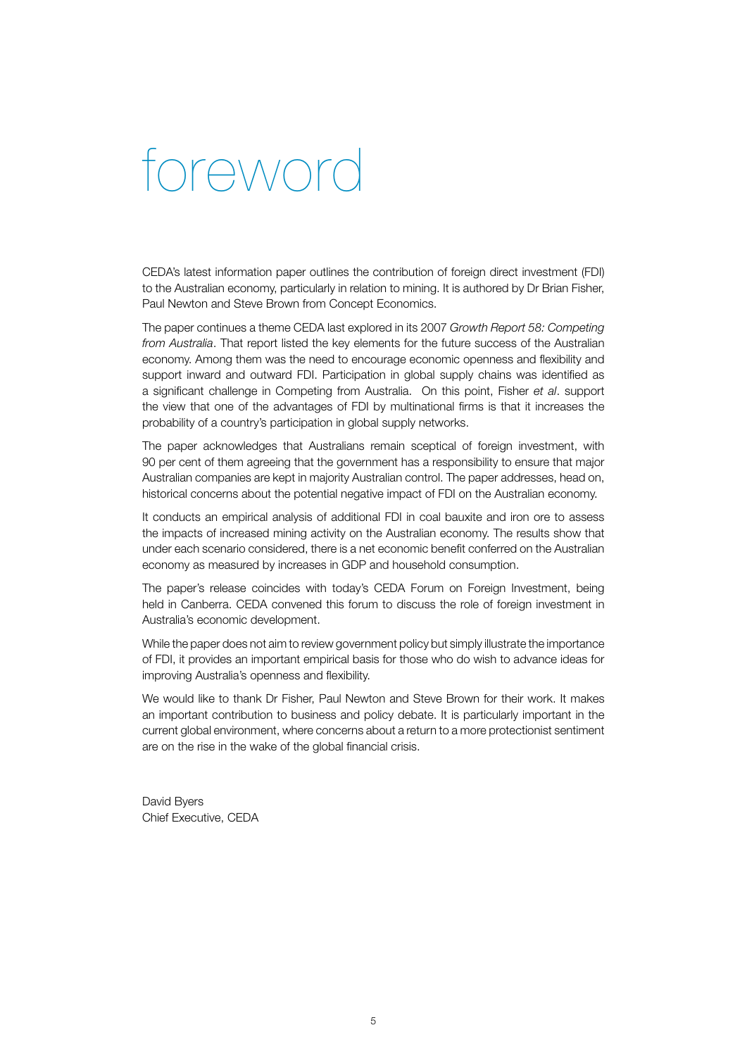# foreword

CEDA's latest information paper outlines the contribution of foreign direct investment (FDI) to the Australian economy, particularly in relation to mining. It is authored by Dr Brian Fisher, Paul Newton and Steve Brown from Concept Economics.

The paper continues a theme CEDA last explored in its 2007 *Growth Report 58: Competing from Australia*. That report listed the key elements for the future success of the Australian economy. Among them was the need to encourage economic openness and flexibility and support inward and outward FDI. Participation in global supply chains was identified as a significant challenge in Competing from Australia. On this point, Fisher *et al*. support the view that one of the advantages of FDI by multinational firms is that it increases the probability of a country's participation in global supply networks.

The paper acknowledges that Australians remain sceptical of foreign investment, with 90 per cent of them agreeing that the government has a responsibility to ensure that major Australian companies are kept in majority Australian control. The paper addresses, head on, historical concerns about the potential negative impact of FDI on the Australian economy.

It conducts an empirical analysis of additional FDI in coal bauxite and iron ore to assess the impacts of increased mining activity on the Australian economy. The results show that under each scenario considered, there is a net economic benefit conferred on the Australian economy as measured by increases in GDP and household consumption.

The paper's release coincides with today's CEDA Forum on Foreign Investment, being held in Canberra. CEDA convened this forum to discuss the role of foreign investment in Australia's economic development.

While the paper does not aim to review government policy but simply illustrate the importance of FDI, it provides an important empirical basis for those who do wish to advance ideas for improving Australia's openness and flexibility.

We would like to thank Dr Fisher, Paul Newton and Steve Brown for their work. It makes an important contribution to business and policy debate. It is particularly important in the current global environment, where concerns about a return to a more protectionist sentiment are on the rise in the wake of the global financial crisis.

David Byers
Chief Executive, CEDA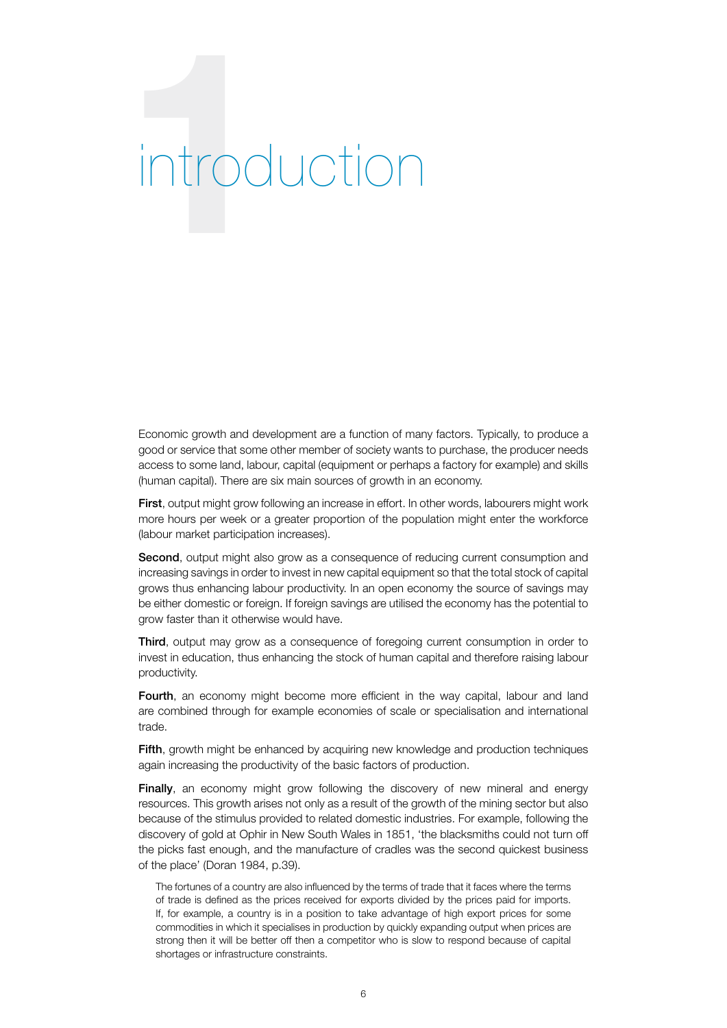# 1 introduction

Economic growth and development are a function of many factors. Typically, to produce a good or service that some other member of society wants to purchase, the producer needs access to some land, labour, capital (equipment or perhaps a factory for example) and skills (human capital). There are six main sources of growth in an economy.

**First**, output might grow following an increase in effort. In other words, labourers might work more hours per week or a greater proportion of the population might enter the workforce (labour market participation increases).

**Second**, output might also grow as a consequence of reducing current consumption and increasing savings in order to invest in new capital equipment so that the total stock of capital grows thus enhancing labour productivity. In an open economy the source of savings may be either domestic or foreign. If foreign savings are utilised the economy has the potential to grow faster than it otherwise would have.

**Third**, output may grow as a consequence of foregoing current consumption in order to invest in education, thus enhancing the stock of human capital and therefore raising labour productivity.

**Fourth**, an economy might become more efficient in the way capital, labour and land are combined through for example economies of scale or specialisation and international trade.

**Fifth**, growth might be enhanced by acquiring new knowledge and production techniques again increasing the productivity of the basic factors of production.

**Finally**, an economy might grow following the discovery of new mineral and energy resources. This growth arises not only as a result of the growth of the mining sector but also because of the stimulus provided to related domestic industries. For example, following the discovery of gold at Ophir in New South Wales in 1851, 'the blacksmiths could not turn off the picks fast enough, and the manufacture of cradles was the second quickest business of the place' (Doran 1984, p.39).

The fortunes of a country are also influenced by the terms of trade that it faces where the terms of trade is defined as the prices received for exports divided by the prices paid for imports. If, for example, a country is in a position to take advantage of high export prices for some commodities in which it specialises in production by quickly expanding output when prices are strong then it will be better off then a competitor who is slow to respond because of capital shortages or infrastructure constraints.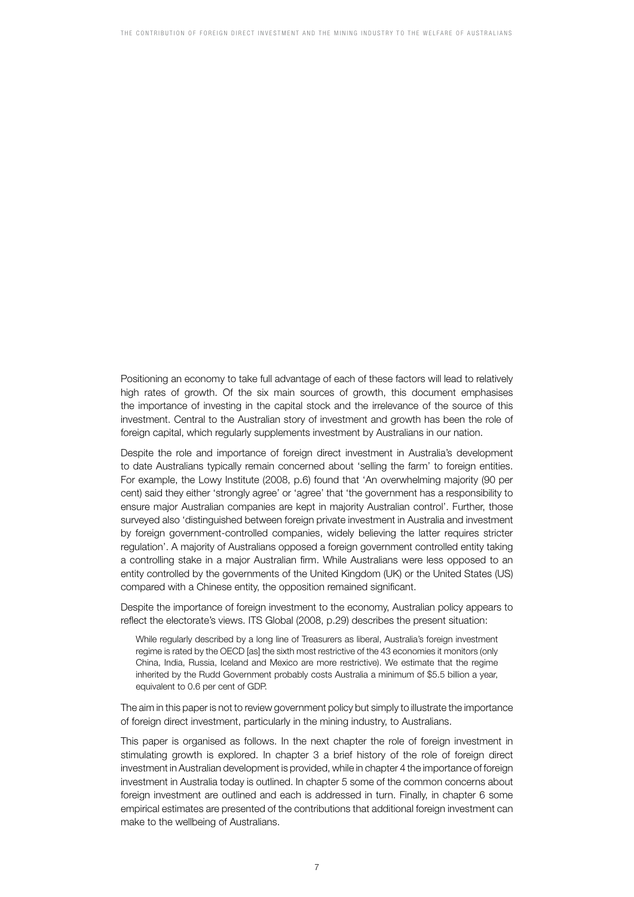Positioning an economy to take full advantage of each of these factors will lead to relatively high rates of growth. Of the six main sources of growth, this document emphasises the importance of investing in the capital stock and the irrelevance of the source of this investment. Central to the Australian story of investment and growth has been the role of foreign capital, which regularly supplements investment by Australians in our nation.

Despite the role and importance of foreign direct investment in Australia's development to date Australians typically remain concerned about 'selling the farm' to foreign entities. For example, the Lowy Institute (2008, p.6) found that 'An overwhelming majority (90 per cent) said they either 'strongly agree' or 'agree' that 'the government has a responsibility to ensure major Australian companies are kept in majority Australian control'. Further, those surveyed also 'distinguished between foreign private investment in Australia and investment by foreign government-controlled companies, widely believing the latter requires stricter regulation'. A majority of Australians opposed a foreign government controlled entity taking a controlling stake in a major Australian firm. While Australians were less opposed to an entity controlled by the governments of the United Kingdom (UK) or the United States (US) compared with a Chinese entity, the opposition remained significant.

Despite the importance of foreign investment to the economy, Australian policy appears to reflect the electorate's views. ITS Global (2008, p.29) describes the present situation:

> While regularly described by a long line of Treasurers as liberal, Australia's foreign investment regime is rated by the OECD [as] the sixth most restrictive of the 43 economies it monitors (only China, India, Russia, Iceland and Mexico are more restrictive). We estimate that the regime inherited by the Rudd Government probably costs Australia a minimum of $5.5 billion a year, equivalent to 0.6 per cent of GDP.

The aim in this paper is not to review government policy but simply to illustrate the importance of foreign direct investment, particularly in the mining industry, to Australians.

This paper is organised as follows. In the next chapter the role of foreign investment in stimulating growth is explored. In chapter 3 a brief history of the role of foreign direct investment in Australian development is provided, while in chapter 4 the importance of foreign investment in Australia today is outlined. In chapter 5 some of the common concerns about foreign investment are outlined and each is addressed in turn. Finally, in chapter 6 some empirical estimates are presented of the contributions that additional foreign investment can make to the wellbeing of Australians.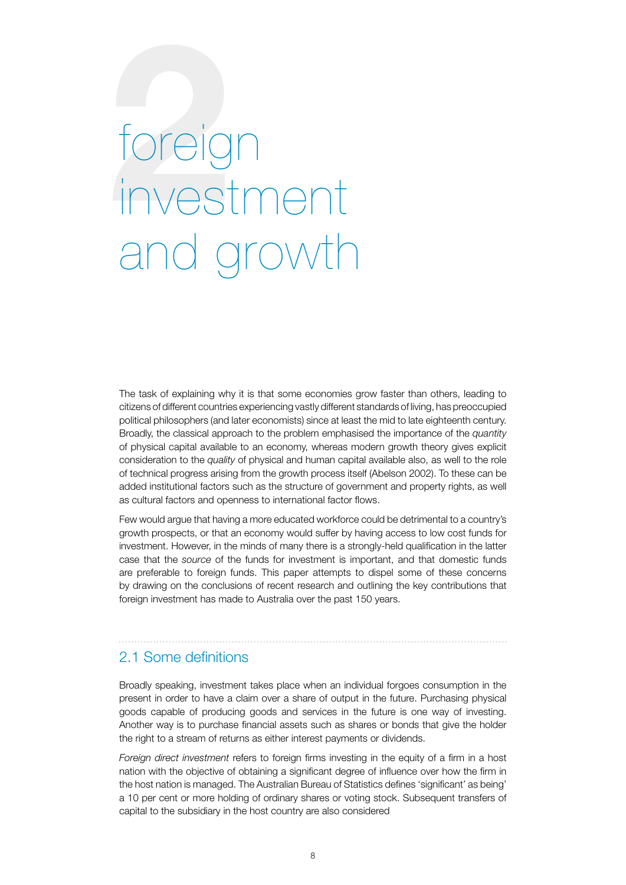# 2 foreign investment and growth

The task of explaining why it is that some economies grow faster than others, leading to citizens of different countries experiencing vastly different standards of living, has preoccupied political philosophers (and later economists) since at least the mid to late eighteenth century. Broadly, the classical approach to the problem emphasised the importance of the *quantity* of physical capital available to an economy, whereas modern growth theory gives explicit consideration to the *quality* of physical and human capital available also, as well to the role of technical progress arising from the growth process itself (Abelson 2002). To these can be added institutional factors such as the structure of government and property rights, as well as cultural factors and openness to international factor flows.

Few would argue that having a more educated workforce could be detrimental to a country's growth prospects, or that an economy would suffer by having access to low cost funds for investment. However, in the minds of many there is a strongly-held qualification in the latter case that the *source* of the funds for investment is important, and that domestic funds are preferable to foreign funds. This paper attempts to dispel some of these concerns by drawing on the conclusions of recent research and outlining the key contributions that foreign investment has made to Australia over the past 150 years.

## 2.1 Some definitions

Broadly speaking, investment takes place when an individual forgoes consumption in the present in order to have a claim over a share of output in the future. Purchasing physical goods capable of producing goods and services in the future is one way of investing. Another way is to purchase financial assets such as shares or bonds that give the holder the right to a stream of returns as either interest payments or dividends.

*Foreign direct investment* refers to foreign firms investing in the equity of a firm in a host nation with the objective of obtaining a significant degree of influence over how the firm in the host nation is managed. The Australian Bureau of Statistics defines 'significant' as being' a 10 per cent or more holding of ordinary shares or voting stock. Subsequent transfers of capital to the subsidiary in the host country are also considered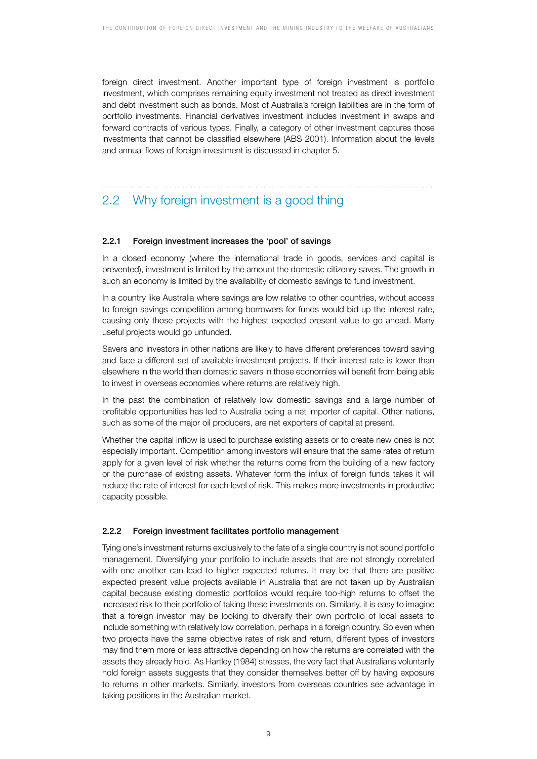foreign direct investment. Another important type of foreign investment is portfolio investment, which comprises remaining equity investment not treated as direct investment and debt investment such as bonds. Most of Australia's foreign liabilities are in the form of portfolio investments. Financial derivatives investment includes investment in swaps and forward contracts of various types. Finally, a category of other investment captures those investments that cannot be classified elsewhere (ABS 2001). Information about the levels and annual flows of foreign investment is discussed in chapter 5.

## 2.2 Why foreign investment is a good thing

### 2.2.1 Foreign investment increases the 'pool' of savings

In a closed economy (where the international trade in goods, services and capital is prevented), investment is limited by the amount the domestic citizenry saves. The growth in such an economy is limited by the availability of domestic savings to fund investment.

In a country like Australia where savings are low relative to other countries, without access to foreign savings competition among borrowers for funds would bid up the interest rate, causing only those projects with the highest expected present value to go ahead. Many useful projects would go unfunded.

Savers and investors in other nations are likely to have different preferences toward saving and face a different set of available investment projects. If their interest rate is lower than elsewhere in the world then domestic savers in those economies will benefit from being able to invest in overseas economies where returns are relatively high.

In the past the combination of relatively low domestic savings and a large number of profitable opportunities has led to Australia being a net importer of capital. Other nations, such as some of the major oil producers, are net exporters of capital at present.

Whether the capital inflow is used to purchase existing assets or to create new ones is not especially important. Competition among investors will ensure that the same rates of return apply for a given level of risk whether the returns come from the building of a new factory or the purchase of existing assets. Whatever form the influx of foreign funds takes it will reduce the rate of interest for each level of risk. This makes more investments in productive capacity possible.

### 2.2.2 Foreign investment facilitates portfolio management

Tying one's investment returns exclusively to the fate of a single country is not sound portfolio management. Diversifying your portfolio to include assets that are not strongly correlated with one another can lead to higher expected returns. It may be that there are positive expected present value projects available in Australia that are not taken up by Australian capital because existing domestic portfolios would require too-high returns to offset the increased risk to their portfolio of taking these investments on. Similarly, it is easy to imagine that a foreign investor may be looking to diversify their own portfolio of local assets to include something with relatively low correlation, perhaps in a foreign country. So even when two projects have the same objective rates of risk and return, different types of investors may find them more or less attractive depending on how the returns are correlated with the assets they already hold. As Hartley (1984) stresses, the very fact that Australians voluntarily hold foreign assets suggests that they consider themselves better off by having exposure to returns in other markets. Similarly, investors from overseas countries see advantage in taking positions in the Australian market.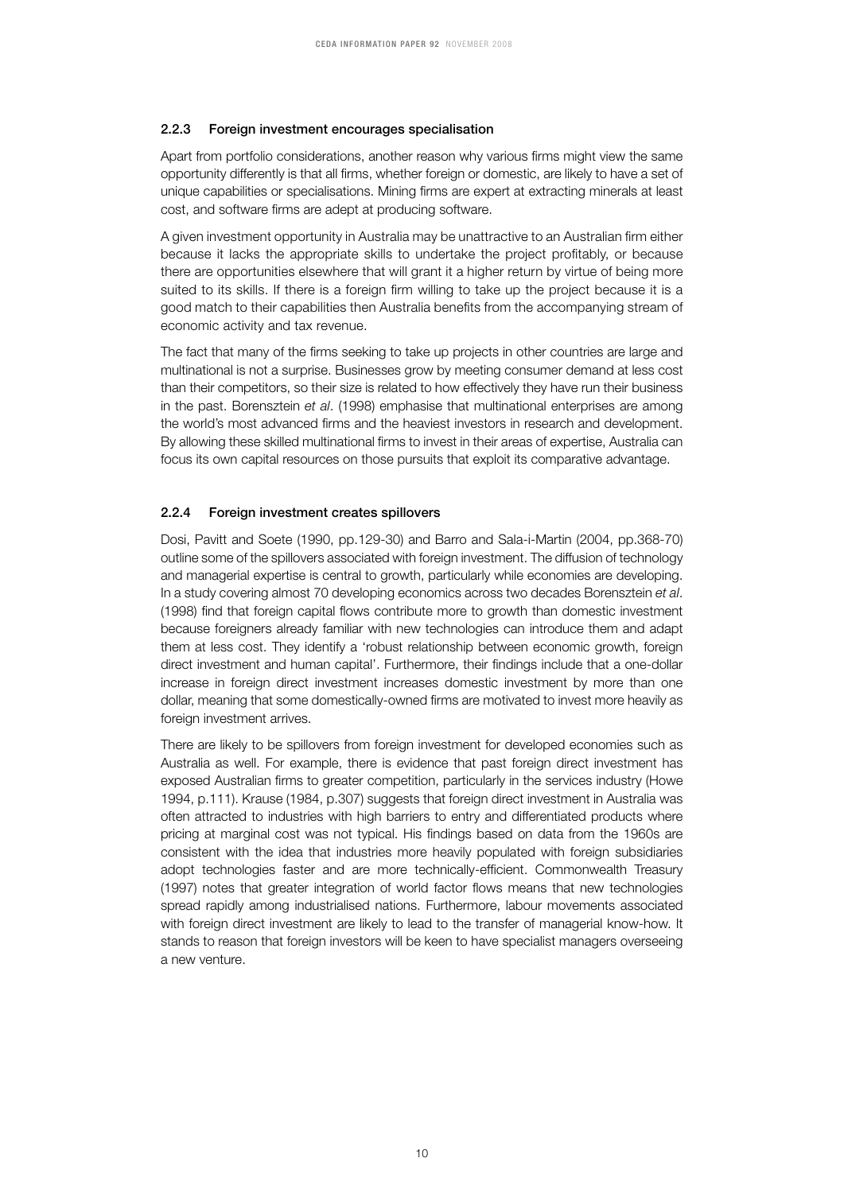### 2.2.3 Foreign investment encourages specialisation

Apart from portfolio considerations, another reason why various firms might view the same opportunity differently is that all firms, whether foreign or domestic, are likely to have a set of unique capabilities or specialisations. Mining firms are expert at extracting minerals at least cost, and software firms are adept at producing software.

A given investment opportunity in Australia may be unattractive to an Australian firm either because it lacks the appropriate skills to undertake the project profitably, or because there are opportunities elsewhere that will grant it a higher return by virtue of being more suited to its skills. If there is a foreign firm willing to take up the project because it is a good match to their capabilities then Australia benefits from the accompanying stream of economic activity and tax revenue.

The fact that many of the firms seeking to take up projects in other countries are large and multinational is not a surprise. Businesses grow by meeting consumer demand at less cost than their competitors, so their size is related to how effectively they have run their business in the past. Borensztein *et al*. (1998) emphasise that multinational enterprises are among the world's most advanced firms and the heaviest investors in research and development. By allowing these skilled multinational firms to invest in their areas of expertise, Australia can focus its own capital resources on those pursuits that exploit its comparative advantage.

### 2.2.4 Foreign investment creates spillovers

Dosi, Pavitt and Soete (1990, pp.129-30) and Barro and Sala-i-Martin (2004, pp.368-70) outline some of the spillovers associated with foreign investment. The diffusion of technology and managerial expertise is central to growth, particularly while economies are developing. In a study covering almost 70 developing economics across two decades Borensztein *et al*. (1998) find that foreign capital flows contribute more to growth than domestic investment because foreigners already familiar with new technologies can introduce them and adapt them at less cost. They identify a 'robust relationship between economic growth, foreign direct investment and human capital'. Furthermore, their findings include that a one-dollar increase in foreign direct investment increases domestic investment by more than one dollar, meaning that some domestically-owned firms are motivated to invest more heavily as foreign investment arrives.

There are likely to be spillovers from foreign investment for developed economies such as Australia as well. For example, there is evidence that past foreign direct investment has exposed Australian firms to greater competition, particularly in the services industry (Howe 1994, p.111). Krause (1984, p.307) suggests that foreign direct investment in Australia was often attracted to industries with high barriers to entry and differentiated products where pricing at marginal cost was not typical. His findings based on data from the 1960s are consistent with the idea that industries more heavily populated with foreign subsidiaries adopt technologies faster and are more technically-efficient. Commonwealth Treasury (1997) notes that greater integration of world factor flows means that new technologies spread rapidly among industrialised nations. Furthermore, labour movements associated with foreign direct investment are likely to lead to the transfer of managerial know-how. It stands to reason that foreign investors will be keen to have specialist managers overseeing a new venture.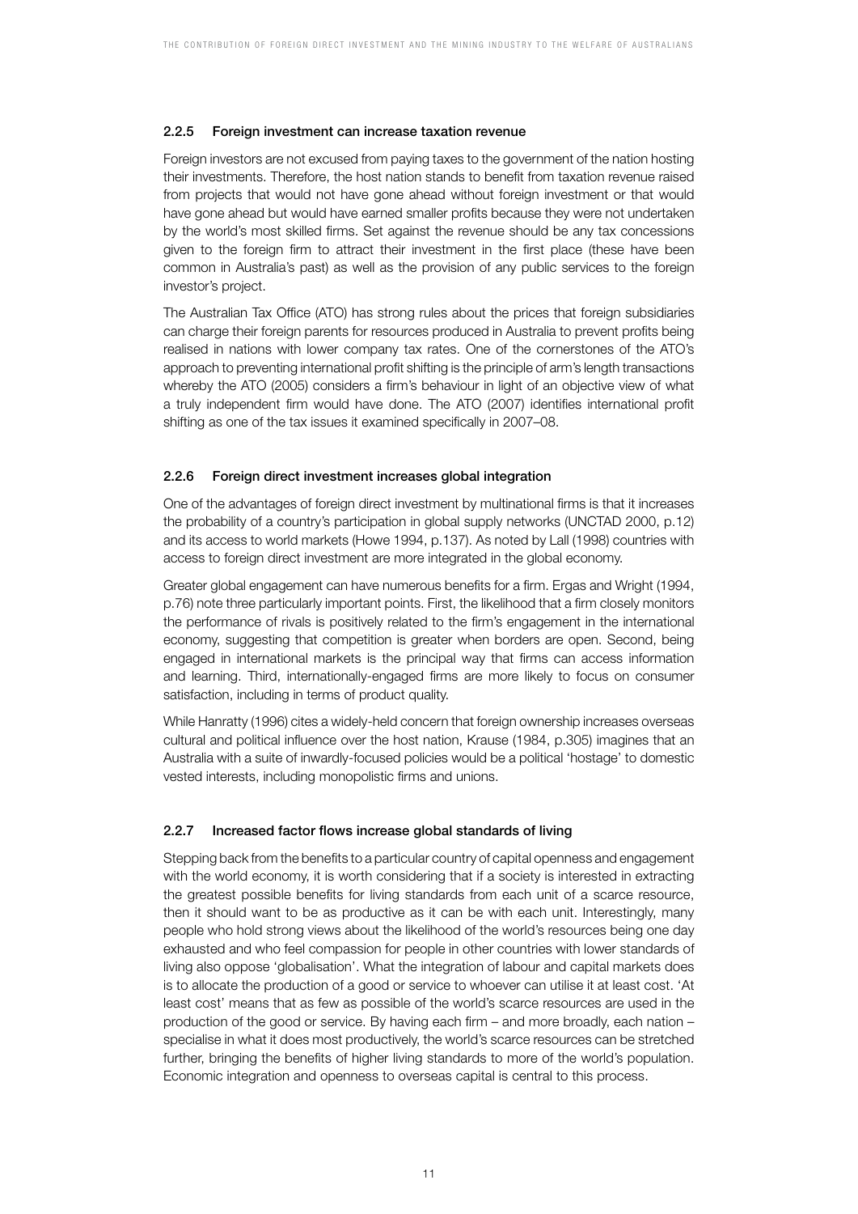### 2.2.5 Foreign investment can increase taxation revenue

Foreign investors are not excused from paying taxes to the government of the nation hosting their investments. Therefore, the host nation stands to benefit from taxation revenue raised from projects that would not have gone ahead without foreign investment or that would have gone ahead but would have earned smaller profits because they were not undertaken by the world's most skilled firms. Set against the revenue should be any tax concessions given to the foreign firm to attract their investment in the first place (these have been common in Australia's past) as well as the provision of any public services to the foreign investor's project.

The Australian Tax Office (ATO) has strong rules about the prices that foreign subsidiaries can charge their foreign parents for resources produced in Australia to prevent profits being realised in nations with lower company tax rates. One of the cornerstones of the ATO's approach to preventing international profit shifting is the principle of arm's length transactions whereby the ATO (2005) considers a firm's behaviour in light of an objective view of what a truly independent firm would have done. The ATO (2007) identifies international profit shifting as one of the tax issues it examined specifically in 2007–08.

### 2.2.6 Foreign direct investment increases global integration

One of the advantages of foreign direct investment by multinational firms is that it increases the probability of a country's participation in global supply networks (UNCTAD 2000, p.12) and its access to world markets (Howe 1994, p.137). As noted by Lall (1998) countries with access to foreign direct investment are more integrated in the global economy.

Greater global engagement can have numerous benefits for a firm. Ergas and Wright (1994, p.76) note three particularly important points. First, the likelihood that a firm closely monitors the performance of rivals is positively related to the firm's engagement in the international economy, suggesting that competition is greater when borders are open. Second, being engaged in international markets is the principal way that firms can access information and learning. Third, internationally-engaged firms are more likely to focus on consumer satisfaction, including in terms of product quality.

While Hanratty (1996) cites a widely-held concern that foreign ownership increases overseas cultural and political influence over the host nation, Krause (1984, p.305) imagines that an Australia with a suite of inwardly-focused policies would be a political 'hostage' to domestic vested interests, including monopolistic firms and unions.

### 2.2.7 Increased factor flows increase global standards of living

Stepping back from the benefits to a particular country of capital openness and engagement with the world economy, it is worth considering that if a society is interested in extracting the greatest possible benefits for living standards from each unit of a scarce resource, then it should want to be as productive as it can be with each unit. Interestingly, many people who hold strong views about the likelihood of the world's resources being one day exhausted and who feel compassion for people in other countries with lower standards of living also oppose 'globalisation'. What the integration of labour and capital markets does is to allocate the production of a good or service to whoever can utilise it at least cost. 'At least cost' means that as few as possible of the world's scarce resources are used in the production of the good or service. By having each firm – and more broadly, each nation – specialise in what it does most productively, the world's scarce resources can be stretched further, bringing the benefits of higher living standards to more of the world's population. Economic integration and openness to overseas capital is central to this process.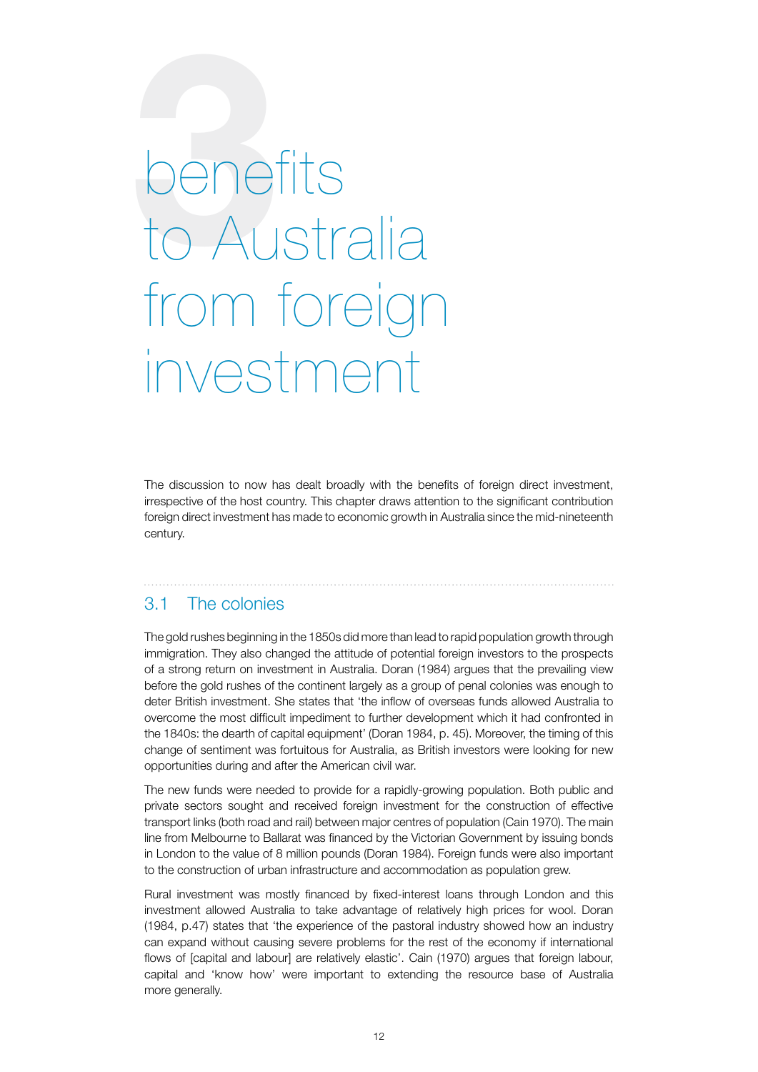# 3 benefits to Australia from foreign investment

The discussion to now has dealt broadly with the benefits of foreign direct investment, irrespective of the host country. This chapter draws attention to the significant contribution foreign direct investment has made to economic growth in Australia since the mid-nineteenth century.

## 3.1 The colonies

The gold rushes beginning in the 1850s did more than lead to rapid population growth through immigration. They also changed the attitude of potential foreign investors to the prospects of a strong return on investment in Australia. Doran (1984) argues that the prevailing view before the gold rushes of the continent largely as a group of penal colonies was enough to deter British investment. She states that 'the inflow of overseas funds allowed Australia to overcome the most difficult impediment to further development which it had confronted in the 1840s: the dearth of capital equipment' (Doran 1984, p. 45). Moreover, the timing of this change of sentiment was fortuitous for Australia, as British investors were looking for new opportunities during and after the American civil war.

The new funds were needed to provide for a rapidly-growing population. Both public and private sectors sought and received foreign investment for the construction of effective transport links (both road and rail) between major centres of population (Cain 1970). The main line from Melbourne to Ballarat was financed by the Victorian Government by issuing bonds in London to the value of 8 million pounds (Doran 1984). Foreign funds were also important to the construction of urban infrastructure and accommodation as population grew.

Rural investment was mostly financed by fixed-interest loans through London and this investment allowed Australia to take advantage of relatively high prices for wool. Doran (1984, p.47) states that 'the experience of the pastoral industry showed how an industry can expand without causing severe problems for the rest of the economy if international flows of [capital and labour] are relatively elastic'. Cain (1970) argues that foreign labour, capital and 'know how' were important to extending the resource base of Australia more generally.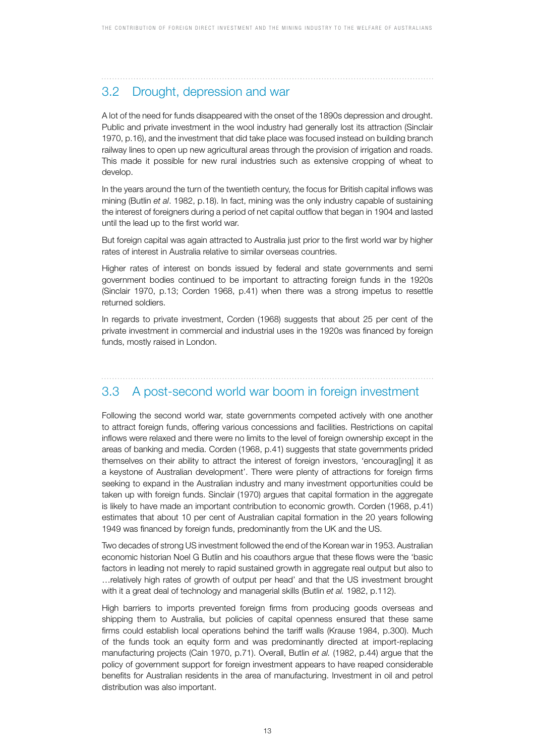## 3.2 Drought, depression and war

A lot of the need for funds disappeared with the onset of the 1890s depression and drought. Public and private investment in the wool industry had generally lost its attraction (Sinclair 1970, p.16), and the investment that did take place was focused instead on building branch railway lines to open up new agricultural areas through the provision of irrigation and roads. This made it possible for new rural industries such as extensive cropping of wheat to develop.

In the years around the turn of the twentieth century, the focus for British capital inflows was mining (Butlin *et al*. 1982, p.18). In fact, mining was the only industry capable of sustaining the interest of foreigners during a period of net capital outflow that began in 1904 and lasted until the lead up to the first world war.

But foreign capital was again attracted to Australia just prior to the first world war by higher rates of interest in Australia relative to similar overseas countries.

Higher rates of interest on bonds issued by federal and state governments and semi government bodies continued to be important to attracting foreign funds in the 1920s (Sinclair 1970, p.13; Corden 1968, p.41) when there was a strong impetus to resettle returned soldiers.

In regards to private investment, Corden (1968) suggests that about 25 per cent of the private investment in commercial and industrial uses in the 1920s was financed by foreign funds, mostly raised in London.

## 3.3 A post-second world war boom in foreign investment

Following the second world war, state governments competed actively with one another to attract foreign funds, offering various concessions and facilities. Restrictions on capital inflows were relaxed and there were no limits to the level of foreign ownership except in the areas of banking and media. Corden (1968, p.41) suggests that state governments prided themselves on their ability to attract the interest of foreign investors, 'encourag[ing] it as a keystone of Australian development'. There were plenty of attractions for foreign firms seeking to expand in the Australian industry and many investment opportunities could be taken up with foreign funds. Sinclair (1970) argues that capital formation in the aggregate is likely to have made an important contribution to economic growth. Corden (1968, p.41) estimates that about 10 per cent of Australian capital formation in the 20 years following 1949 was financed by foreign funds, predominantly from the UK and the US.

Two decades of strong US investment followed the end of the Korean war in 1953. Australian economic historian Noel G Butlin and his coauthors argue that these flows were the 'basic factors in leading not merely to rapid sustained growth in aggregate real output but also to …relatively high rates of growth of output per head' and that the US investment brought with it a great deal of technology and managerial skills (Butlin *et al.* 1982, p.112).

High barriers to imports prevented foreign firms from producing goods overseas and shipping them to Australia, but policies of capital openness ensured that these same firms could establish local operations behind the tariff walls (Krause 1984, p.300). Much of the funds took an equity form and was predominantly directed at import-replacing manufacturing projects (Cain 1970, p.71). Overall, Butlin *et al.* (1982, p.44) argue that the policy of government support for foreign investment appears to have reaped considerable benefits for Australian residents in the area of manufacturing. Investment in oil and petrol distribution was also important.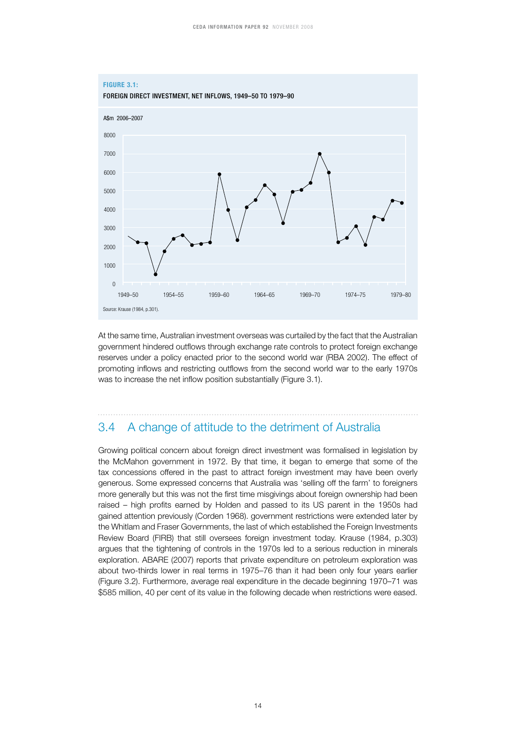**FIGURE 3.1:**

**FOREIGN DIRECT INVESTMENT, NET INFLOWS, 1949–50 TO 1979–90**

Source: Krause (1984, p.301).

At the same time, Australian investment overseas was curtailed by the fact that the Australian government hindered outflows through exchange rate controls to protect foreign exchange reserves under a policy enacted prior to the second world war (RBA 2002). The effect of promoting inflows and restricting outflows from the second world war to the early 1970s was to increase the net inflow position substantially (Figure 3.1).

## 3.4 A change of attitude to the detriment of Australia

Growing political concern about foreign direct investment was formalised in legislation by the McMahon government in 1972. By that time, it began to emerge that some of the tax concessions offered in the past to attract foreign investment may have been overly generous. Some expressed concerns that Australia was 'selling off the farm' to foreigners more generally but this was not the first time misgivings about foreign ownership had been raised – high profits earned by Holden and passed to its US parent in the 1950s had gained attention previously (Corden 1968). government restrictions were extended later by the Whitlam and Fraser Governments, the last of which established the Foreign Investments Review Board (FIRB) that still oversees foreign investment today. Krause (1984, p.303) argues that the tightening of controls in the 1970s led to a serious reduction in minerals exploration. ABARE (2007) reports that private expenditure on petroleum exploration was about two-thirds lower in real terms in 1975–76 than it had been only four years earlier (Figure 3.2). Furthermore, average real expenditure in the decade beginning 1970–71 was $585 million, 40 per cent of its value in the following decade when restrictions were eased.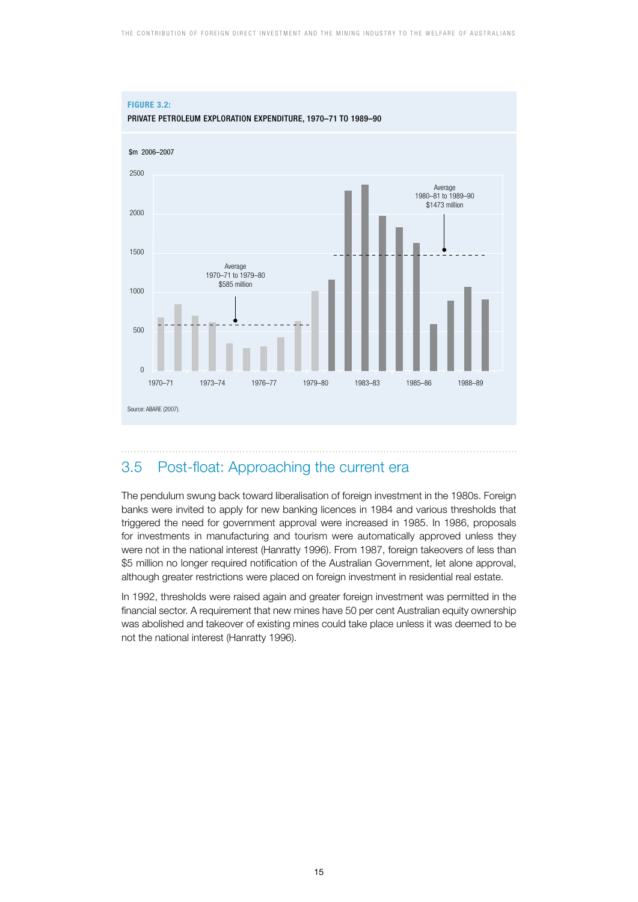**FIGURE 3.2:**

**PRIVATE PETROLEUM EXPLORATION EXPENDITURE, 1970–71 TO 1989–90**

$m 2006–2007

Average 1970–71 to 1979–80 $585 million

Average 1980–81 to 1989–90 $1473 million

Source: ABARE (2007).

## 3.5 Post-float: Approaching the current era

The pendulum swung back toward liberalisation of foreign investment in the 1980s. Foreign banks were invited to apply for new banking licences in 1984 and various thresholds that triggered the need for government approval were increased in 1985. In 1986, proposals for investments in manufacturing and tourism were automatically approved unless they were not in the national interest (Hanratty 1996). From 1987, foreign takeovers of less than $5 million no longer required notification of the Australian Government, let alone approval, although greater restrictions were placed on foreign investment in residential real estate.

In 1992, thresholds were raised again and greater foreign investment was permitted in the financial sector. A requirement that new mines have 50 per cent Australian equity ownership was abolished and takeover of existing mines could take place unless it was deemed to be not the national interest (Hanratty 1996).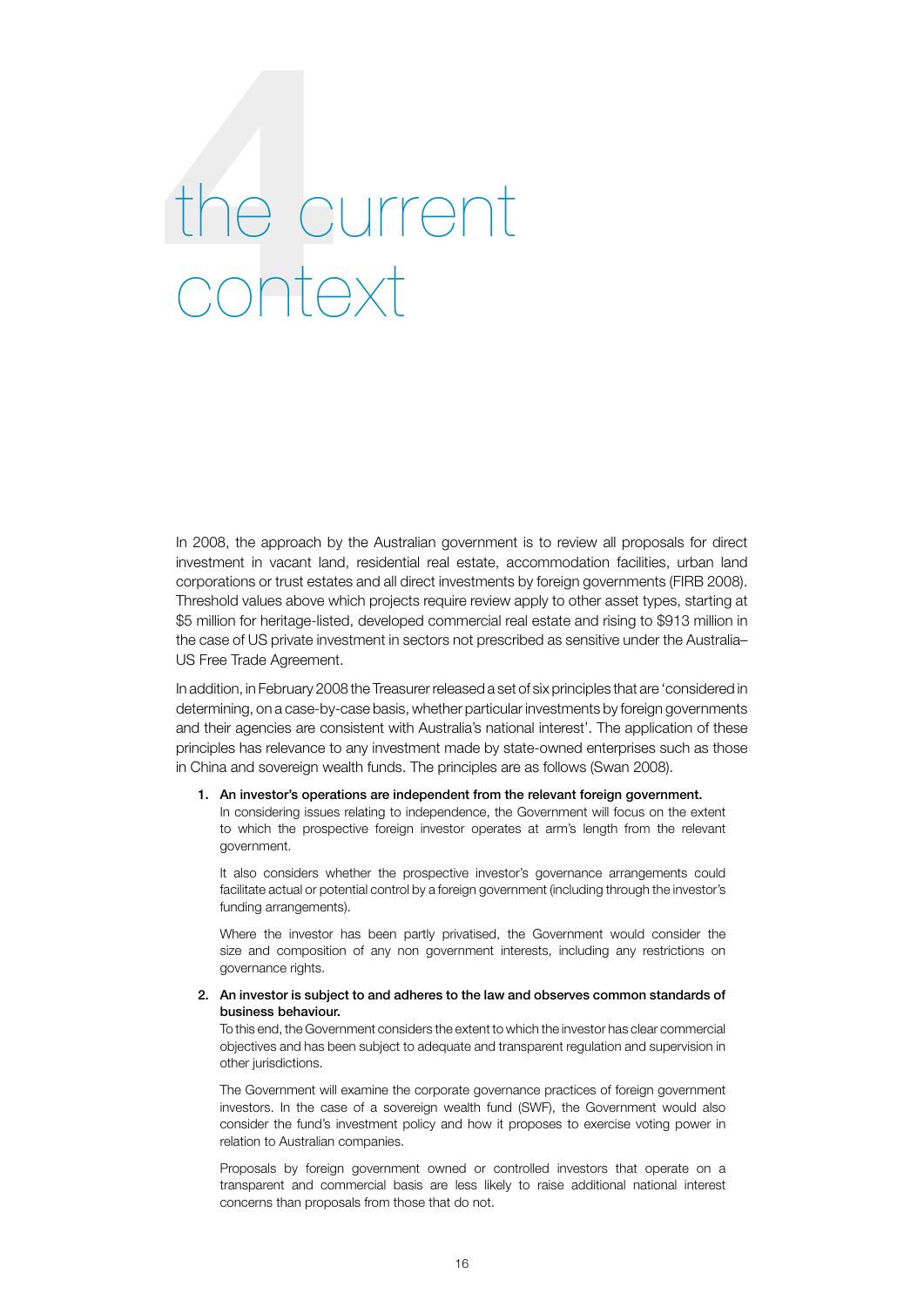# 4 the current context

In 2008, the approach by the Australian government is to review all proposals for direct investment in vacant land, residential real estate, accommodation facilities, urban land corporations or trust estates and all direct investments by foreign governments (FIRB 2008). Threshold values above which projects require review apply to other asset types, starting at $5 million for heritage-listed, developed commercial real estate and rising to $913 million in the case of US private investment in sectors not prescribed as sensitive under the Australia–US Free Trade Agreement.

In addition, in February 2008 the Treasurer released a set of six principles that are 'considered in determining, on a case-by-case basis, whether particular investments by foreign governments and their agencies are consistent with Australia's national interest'. The application of these principles has relevance to any investment made by state-owned enterprises such as those in China and sovereign wealth funds. The principles are as follows (Swan 2008).

1. **An investor's operations are independent from the relevant foreign government.**
   In considering issues relating to independence, the Government will focus on the extent to which the prospective foreign investor operates at arm's length from the relevant government.

   It also considers whether the prospective investor's governance arrangements could facilitate actual or potential control by a foreign government (including through the investor's funding arrangements).

   Where the investor has been partly privatised, the Government would consider the size and composition of any non government interests, including any restrictions on governance rights.

2. **An investor is subject to and adheres to the law and observes common standards of business behaviour.**
   To this end, the Government considers the extent to which the investor has clear commercial objectives and has been subject to adequate and transparent regulation and supervision in other jurisdictions.

   The Government will examine the corporate governance practices of foreign government investors. In the case of a sovereign wealth fund (SWF), the Government would also consider the fund's investment policy and how it proposes to exercise voting power in relation to Australian companies.

   Proposals by foreign government owned or controlled investors that operate on a transparent and commercial basis are less likely to raise additional national interest concerns than proposals from those that do not.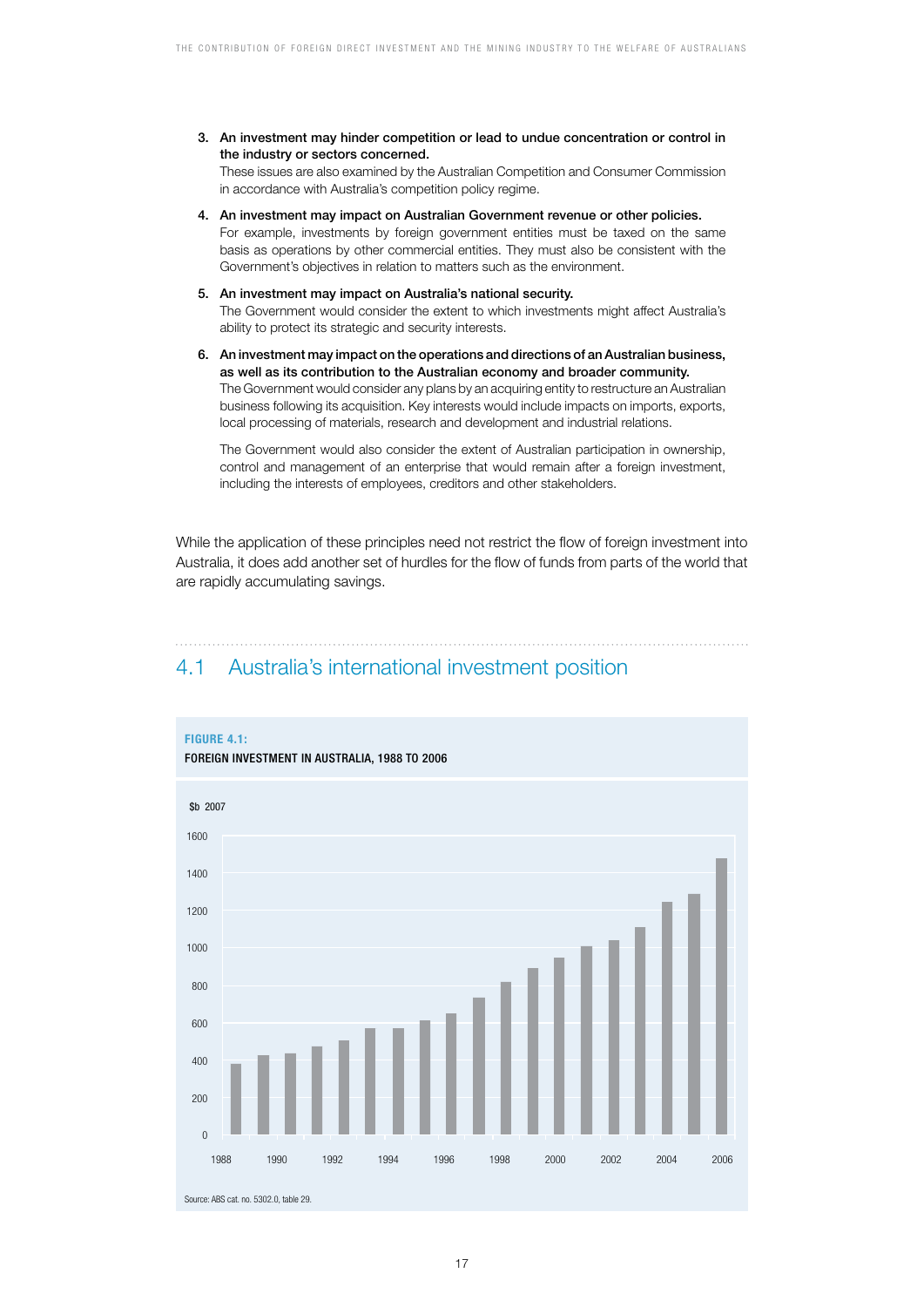3. **An investment may hinder competition or lead to undue concentration or control in the industry or sectors concerned.**
   These issues are also examined by the Australian Competition and Consumer Commission in accordance with Australia's competition policy regime.

4. **An investment may impact on Australian Government revenue or other policies.**
   For example, investments by foreign government entities must be taxed on the same basis as operations by other commercial entities. They must also be consistent with the Government's objectives in relation to matters such as the environment.

5. **An investment may impact on Australia's national security.**
   The Government would consider the extent to which investments might affect Australia's ability to protect its strategic and security interests.

6. **An investment may impact on the operations and directions of an Australian business, as well as its contribution to the Australian economy and broader community.**
   The Government would consider any plans by an acquiring entity to restructure an Australian business following its acquisition. Key interests would include impacts on imports, exports, local processing of materials, research and development and industrial relations.

   The Government would also consider the extent of Australian participation in ownership, control and management of an enterprise that would remain after a foreign investment, including the interests of employees, creditors and other stakeholders.

While the application of these principles need not restrict the flow of foreign investment into Australia, it does add another set of hurdles for the flow of funds from parts of the world that are rapidly accumulating savings.

## 4.1 Australia's international investment position

**FIGURE 4.1:**
**FOREIGN INVESTMENT IN AUSTRALIA, 1988 TO 2006**

Source: ABS cat. no. 5302.0, table 29.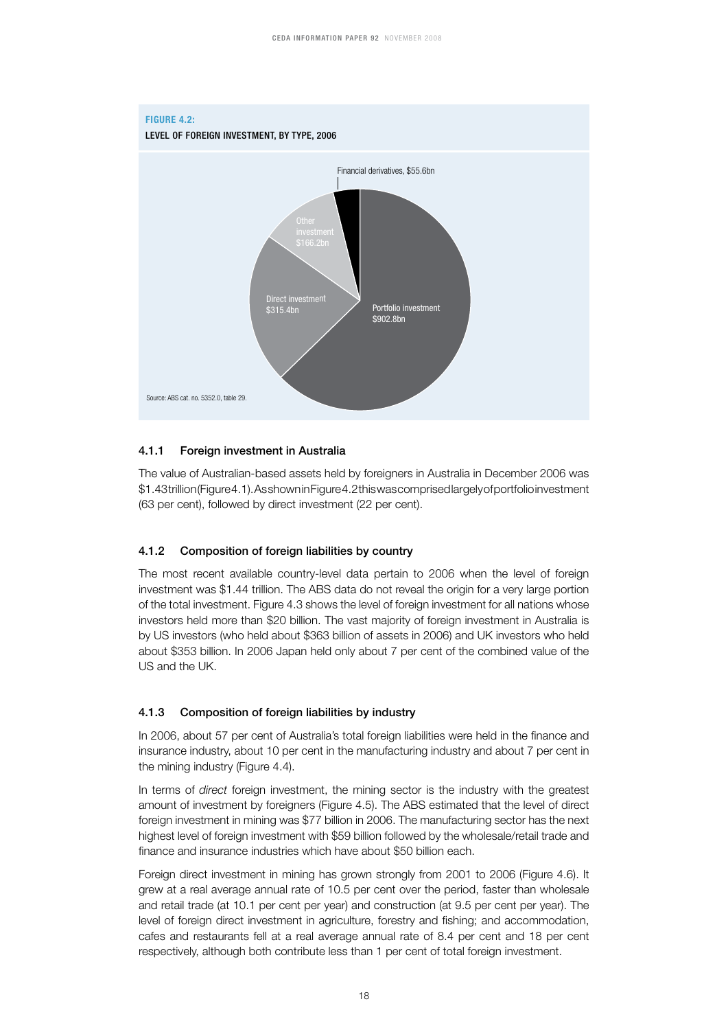**FIGURE 4.2:**

**LEVEL OF FOREIGN INVESTMENT, BY TYPE, 2006**

Financial derivatives, $55.6bn

Other investment $166.2bn

Direct investment $315.4bn

Portfolio investment $902.8bn

Source: ABS cat. no. 5352.0, table 29.

### 4.1.1 Foreign investment in Australia

The value of Australian-based assets held by foreigners in Australia in December 2006 was $1.43 trillion (Figure 4.1). As shown in Figure 4.2 this was comprised largely of portfolio investment (63 per cent), followed by direct investment (22 per cent).

### 4.1.2 Composition of foreign liabilities by country

The most recent available country-level data pertain to 2006 when the level of foreign investment was $1.44 trillion. The ABS data do not reveal the origin for a very large portion of the total investment. Figure 4.3 shows the level of foreign investment for all nations whose investors held more than $20 billion. The vast majority of foreign investment in Australia is by US investors (who held about $363 billion of assets in 2006) and UK investors who held about $353 billion. In 2006 Japan held only about 7 per cent of the combined value of the US and the UK.

### 4.1.3 Composition of foreign liabilities by industry

In 2006, about 57 per cent of Australia's total foreign liabilities were held in the finance and insurance industry, about 10 per cent in the manufacturing industry and about 7 per cent in the mining industry (Figure 4.4).

In terms of *direct* foreign investment, the mining sector is the industry with the greatest amount of investment by foreigners (Figure 4.5). The ABS estimated that the level of direct foreign investment in mining was $77 billion in 2006. The manufacturing sector has the next highest level of foreign investment with $59 billion followed by the wholesale/retail trade and finance and insurance industries which have about $50 billion each.

Foreign direct investment in mining has grown strongly from 2001 to 2006 (Figure 4.6). It grew at a real average annual rate of 10.5 per cent over the period, faster than wholesale and retail trade (at 10.1 per cent per year) and construction (at 9.5 per cent per year). The level of foreign direct investment in agriculture, forestry and fishing; and accommodation, cafes and restaurants fell at a real average annual rate of 8.4 per cent and 18 per cent respectively, although both contribute less than 1 per cent of total foreign investment.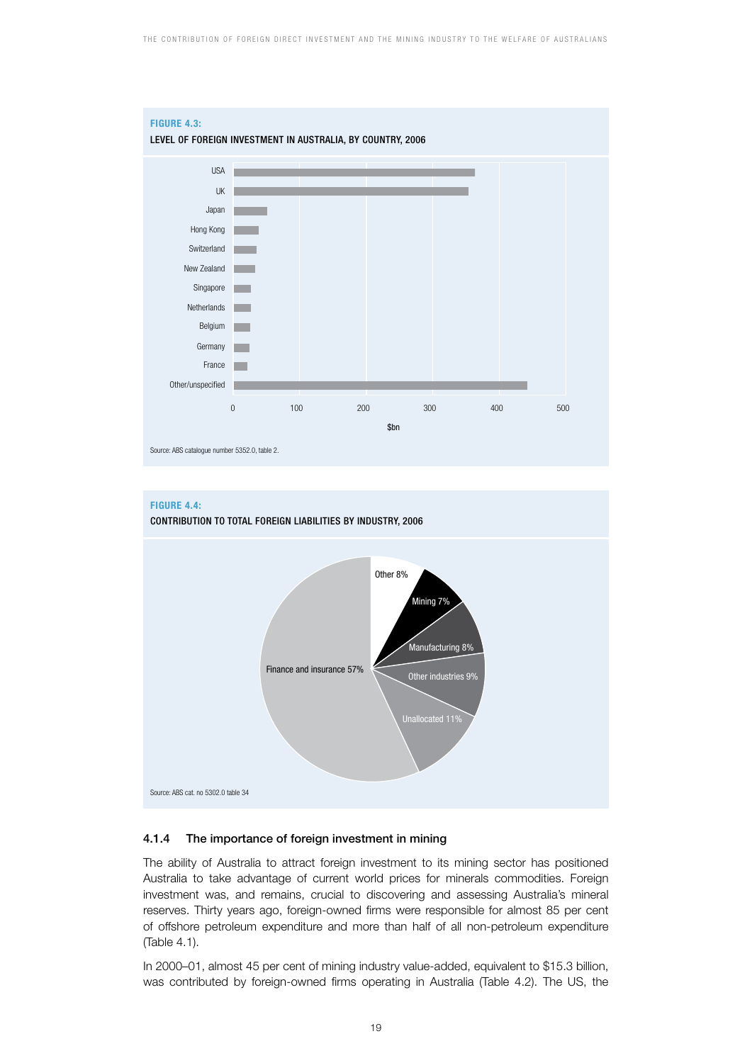**FIGURE 4.3:**

LEVEL OF FOREIGN INVESTMENT IN AUSTRALIA, BY COUNTRY, 2006

Source: ABS catalogue number 5352.0, table 2.

**FIGURE 4.4:**

CONTRIBUTION TO TOTAL FOREIGN LIABILITIES BY INDUSTRY, 2006

Source: ABS cat. no 5302.0 table 34

### 4.1.4 The importance of foreign investment in mining

The ability of Australia to attract foreign investment to its mining sector has positioned Australia to take advantage of current world prices for minerals commodities. Foreign investment was, and remains, crucial to discovering and assessing Australia's mineral reserves. Thirty years ago, foreign-owned firms were responsible for almost 85 per cent of offshore petroleum expenditure and more than half of all non-petroleum expenditure (Table 4.1).

In 2000–01, almost 45 per cent of mining industry value-added, equivalent to $15.3 billion, was contributed by foreign-owned firms operating in Australia (Table 4.2). The US, the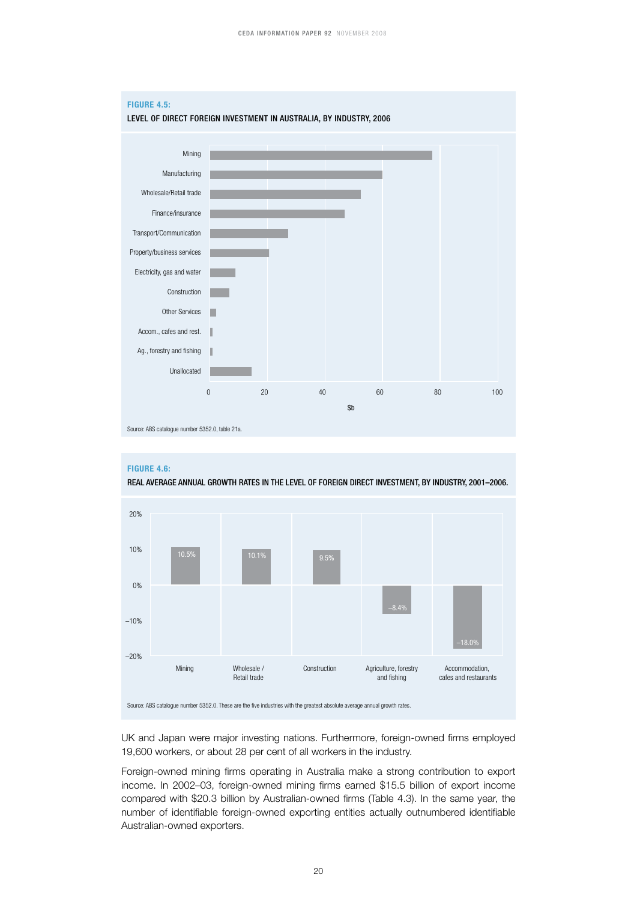**FIGURE 4.5:**

LEVEL OF DIRECT FOREIGN INVESTMENT IN AUSTRALIA, BY INDUSTRY, 2006

Source: ABS catalogue number 5352.0, table 21a.

**FIGURE 4.6:**

REAL AVERAGE ANNUAL GROWTH RATES IN THE LEVEL OF FOREIGN DIRECT INVESTMENT, BY INDUSTRY, 2001–2006.

| Industry | Growth rate |
|---|---|
| Mining | 10.5% |
| Wholesale / Retail trade | 10.1% |
| Construction | 9.5% |
| Agriculture, forestry and fishing | –8.4% |
| Accommodation, cafes and restaurants | –18.0% |

Source: ABS catalogue number 5352.0. These are the five industries with the greatest absolute average annual growth rates.

UK and Japan were major investing nations. Furthermore, foreign-owned firms employed 19,600 workers, or about 28 per cent of all workers in the industry.

Foreign-owned mining firms operating in Australia make a strong contribution to export income. In 2002–03, foreign-owned mining firms earned $15.5 billion of export income compared with $20.3 billion by Australian-owned firms (Table 4.3). In the same year, the number of identifiable foreign-owned exporting entities actually outnumbered identifiable Australian-owned exporters.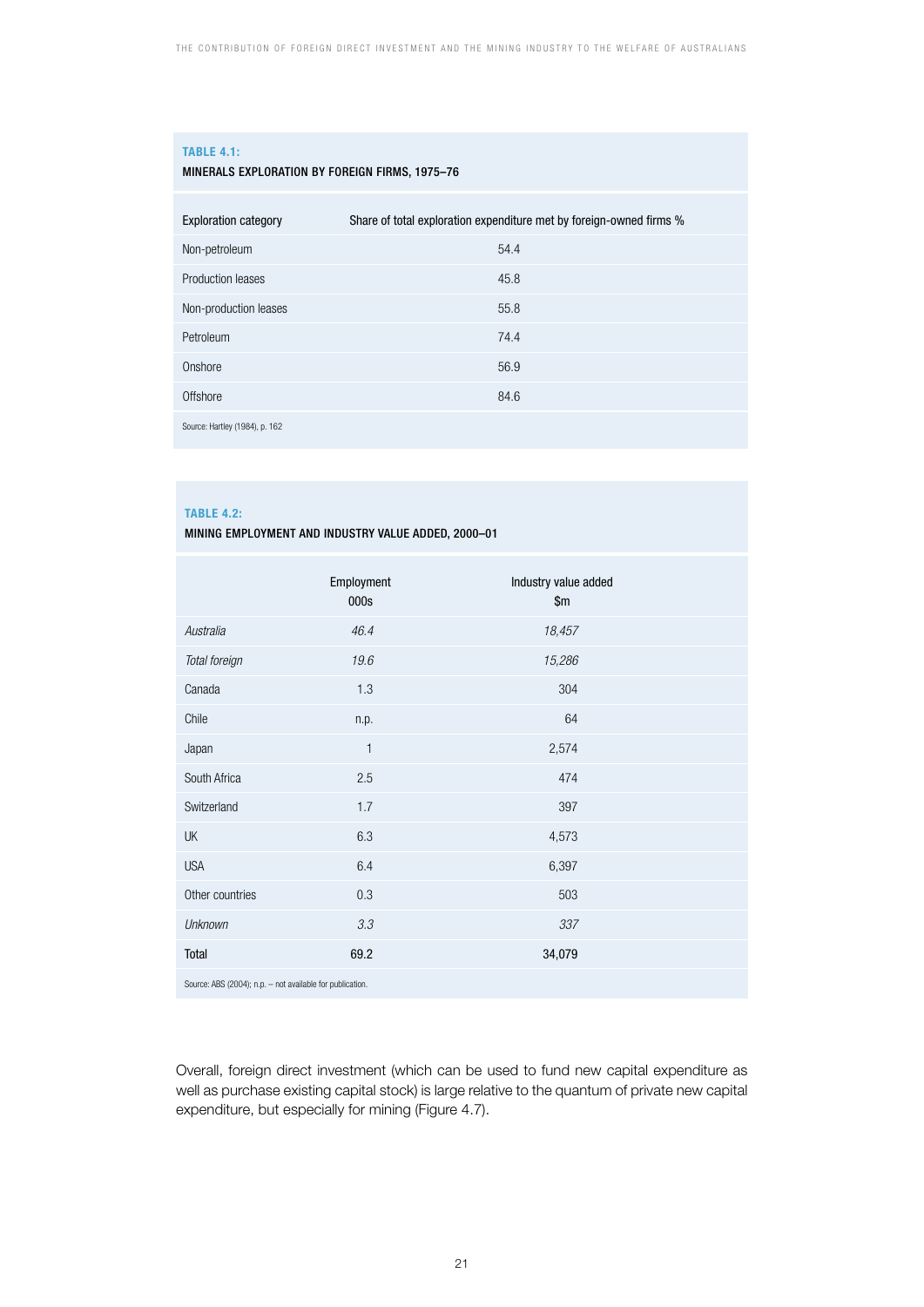**TABLE 4.1:**

**MINERALS EXPLORATION BY FOREIGN FIRMS, 1975–76**

| Exploration category | Share of total exploration expenditure met by foreign-owned firms % |
|---|---|
| Non-petroleum | 54.4 |
| Production leases | 45.8 |
| Non-production leases | 55.8 |
| Petroleum | 74.4 |
| Onshore | 56.9 |
| Offshore | 84.6 |

Source: Hartley (1984), p. 162

**TABLE 4.2:**

**MINING EMPLOYMENT AND INDUSTRY VALUE ADDED, 2000–01**

| | Employment 000s | Industry value added $m |
|---|---|---|
| *Australia* | *46.4* | *18,457* |
| *Total foreign* | *19.6* | *15,286* |
| Canada | 1.3 | 304 |
| Chile | n.p. | 64 |
| Japan | 1 | 2,574 |
| South Africa | 2.5 | 474 |
| Switzerland | 1.7 | 397 |
| UK | 6.3 | 4,573 |
| USA | 6.4 | 6,397 |
| Other countries | 0.3 | 503 |
| *Unknown* | *3.3* | *337* |
| Total | 69.2 | 34,079 |

Source: ABS (2004); n.p. – not available for publication.

Overall, foreign direct investment (which can be used to fund new capital expenditure as well as purchase existing capital stock) is large relative to the quantum of private new capital expenditure, but especially for mining (Figure 4.7).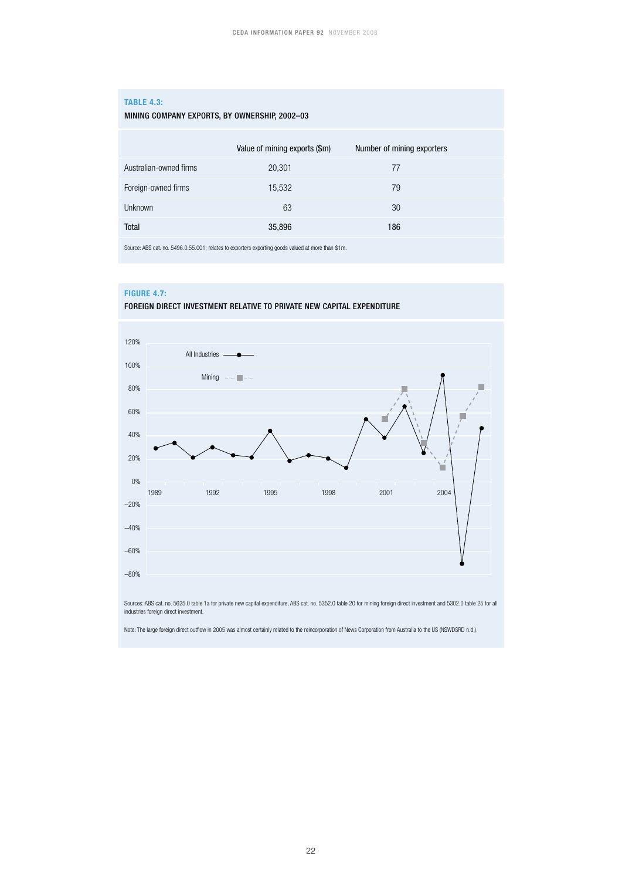**TABLE 4.3:**

**MINING COMPANY EXPORTS, BY OWNERSHIP, 2002–03**

| | Value of mining exports ($m) | Number of mining exporters |
|---|---|---|
| Australian-owned firms | 20,301 | 77 |
| Foreign-owned firms | 15,532 | 79 |
| Unknown | 63 | 30 |
| Total | 35,896 | 186 |

Source: ABS cat. no. 5496.0.55.001; relates to exporters exporting goods valued at more than $1m.

**FIGURE 4.7:**

**FOREIGN DIRECT INVESTMENT RELATIVE TO PRIVATE NEW CAPITAL EXPENDITURE**

Sources: ABS cat. no. 5625.0 table 1a for private new capital expenditure, ABS cat. no. 5352.0 table 20 for mining foreign direct investment and 5302.0 table 25 for all industries foreign direct investment.

Note: The large foreign direct outflow in 2005 was almost certainly related to the reincorporation of News Corporation from Australia to the US (NSWDSRD n.d.).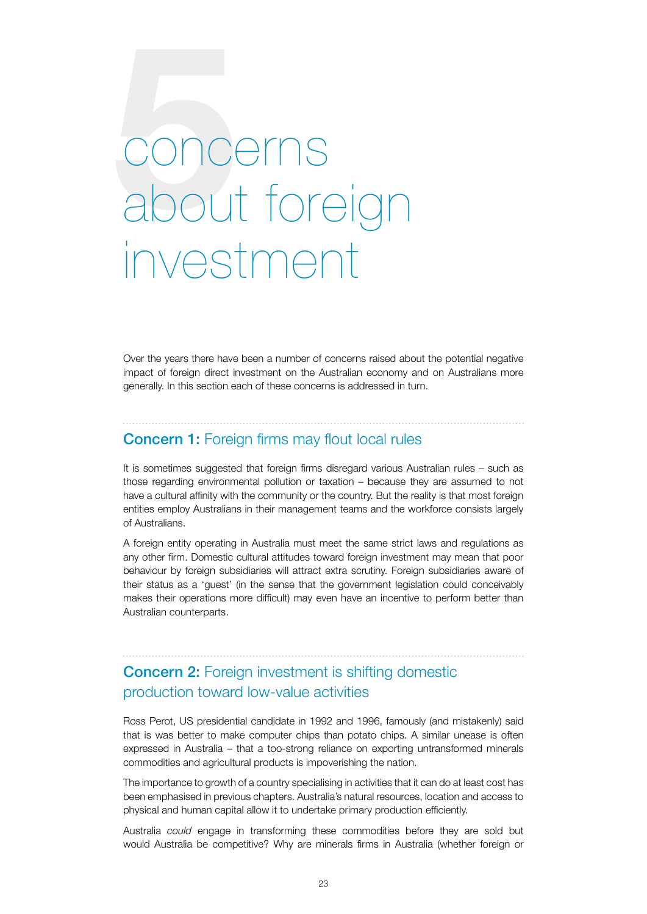# 5 concerns about foreign investment

Over the years there have been a number of concerns raised about the potential negative impact of foreign direct investment on the Australian economy and on Australians more generally. In this section each of these concerns is addressed in turn.

## Concern 1: Foreign firms may flout local rules

It is sometimes suggested that foreign firms disregard various Australian rules – such as those regarding environmental pollution or taxation – because they are assumed to not have a cultural affinity with the community or the country. But the reality is that most foreign entities employ Australians in their management teams and the workforce consists largely of Australians.

A foreign entity operating in Australia must meet the same strict laws and regulations as any other firm. Domestic cultural attitudes toward foreign investment may mean that poor behaviour by foreign subsidiaries will attract extra scrutiny. Foreign subsidiaries aware of their status as a 'guest' (in the sense that the government legislation could conceivably makes their operations more difficult) may even have an incentive to perform better than Australian counterparts.

## Concern 2: Foreign investment is shifting domestic production toward low-value activities

Ross Perot, US presidential candidate in 1992 and 1996, famously (and mistakenly) said that is was better to make computer chips than potato chips. A similar unease is often expressed in Australia – that a too-strong reliance on exporting untransformed minerals commodities and agricultural products is impoverishing the nation.

The importance to growth of a country specialising in activities that it can do at least cost has been emphasised in previous chapters. Australia's natural resources, location and access to physical and human capital allow it to undertake primary production efficiently.

Australia *could* engage in transforming these commodities before they are sold but would Australia be competitive? Why are minerals firms in Australia (whether foreign or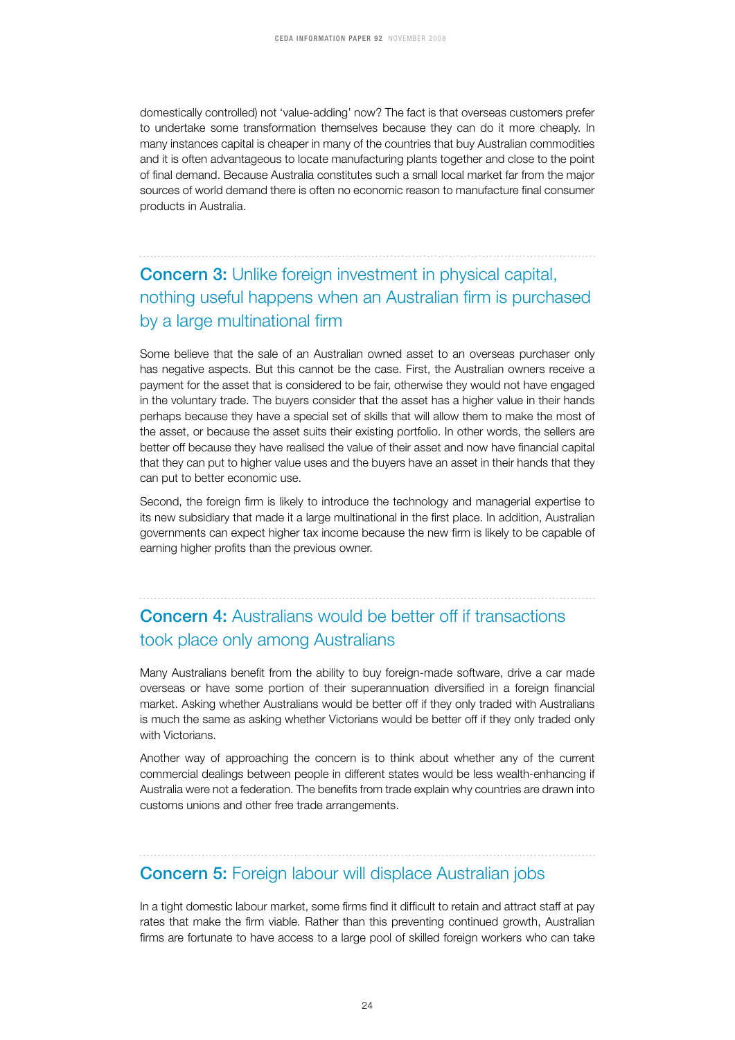domestically controlled) not 'value-adding' now? The fact is that overseas customers prefer to undertake some transformation themselves because they can do it more cheaply. In many instances capital is cheaper in many of the countries that buy Australian commodities and it is often advantageous to locate manufacturing plants together and close to the point of final demand. Because Australia constitutes such a small local market far from the major sources of world demand there is often no economic reason to manufacture final consumer products in Australia.

## **Concern 3:** Unlike foreign investment in physical capital, nothing useful happens when an Australian firm is purchased by a large multinational firm

Some believe that the sale of an Australian owned asset to an overseas purchaser only has negative aspects. But this cannot be the case. First, the Australian owners receive a payment for the asset that is considered to be fair, otherwise they would not have engaged in the voluntary trade. The buyers consider that the asset has a higher value in their hands perhaps because they have a special set of skills that will allow them to make the most of the asset, or because the asset suits their existing portfolio. In other words, the sellers are better off because they have realised the value of their asset and now have financial capital that they can put to higher value uses and the buyers have an asset in their hands that they can put to better economic use.

Second, the foreign firm is likely to introduce the technology and managerial expertise to its new subsidiary that made it a large multinational in the first place. In addition, Australian governments can expect higher tax income because the new firm is likely to be capable of earning higher profits than the previous owner.

## **Concern 4:** Australians would be better off if transactions took place only among Australians

Many Australians benefit from the ability to buy foreign-made software, drive a car made overseas or have some portion of their superannuation diversified in a foreign financial market. Asking whether Australians would be better off if they only traded with Australians is much the same as asking whether Victorians would be better off if they only traded only with Victorians.

Another way of approaching the concern is to think about whether any of the current commercial dealings between people in different states would be less wealth-enhancing if Australia were not a federation. The benefits from trade explain why countries are drawn into customs unions and other free trade arrangements.

## **Concern 5:** Foreign labour will displace Australian jobs

In a tight domestic labour market, some firms find it difficult to retain and attract staff at pay rates that make the firm viable. Rather than this preventing continued growth, Australian firms are fortunate to have access to a large pool of skilled foreign workers who can take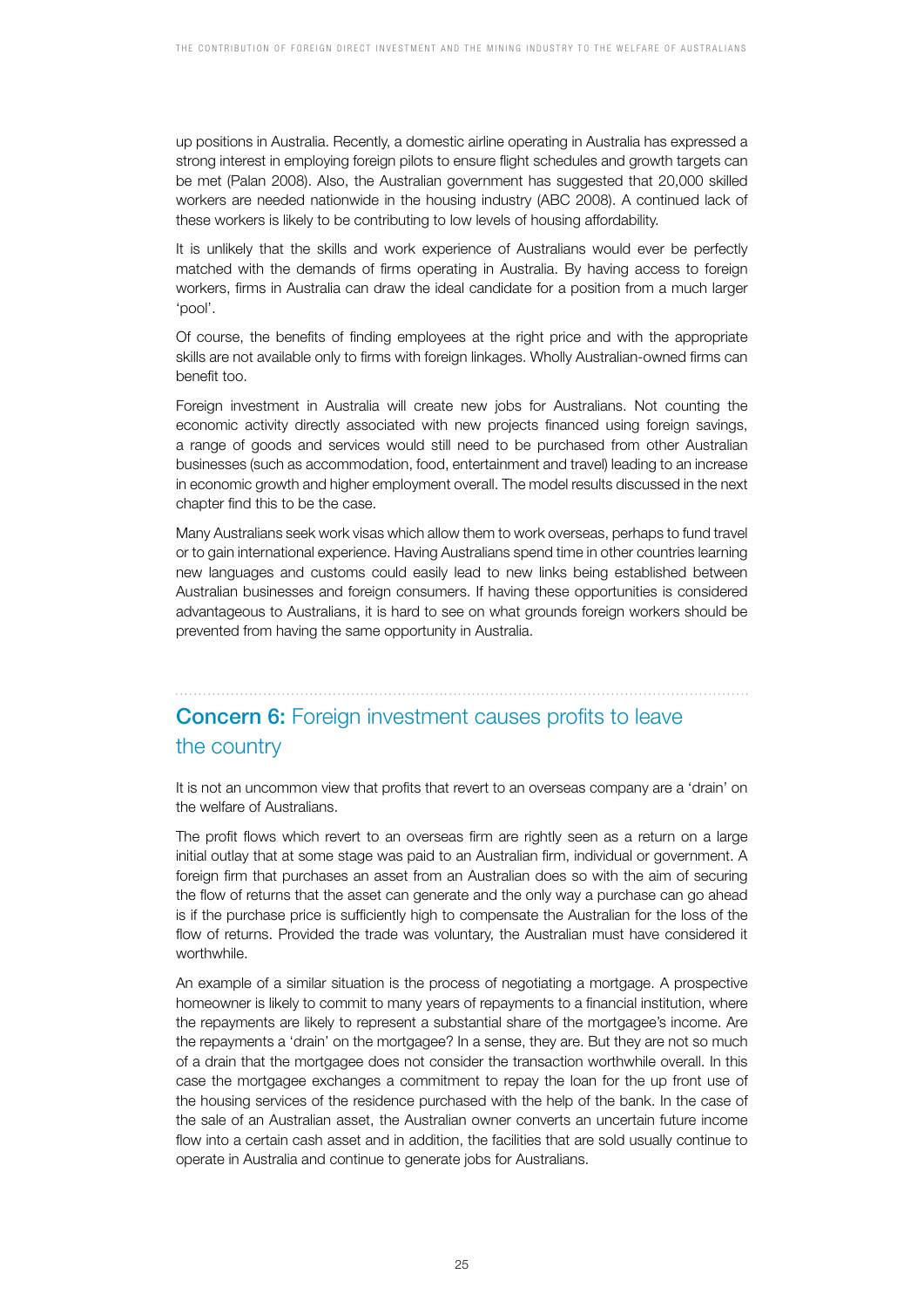up positions in Australia. Recently, a domestic airline operating in Australia has expressed a strong interest in employing foreign pilots to ensure flight schedules and growth targets can be met (Palan 2008). Also, the Australian government has suggested that 20,000 skilled workers are needed nationwide in the housing industry (ABC 2008). A continued lack of these workers is likely to be contributing to low levels of housing affordability.

It is unlikely that the skills and work experience of Australians would ever be perfectly matched with the demands of firms operating in Australia. By having access to foreign workers, firms in Australia can draw the ideal candidate for a position from a much larger 'pool'.

Of course, the benefits of finding employees at the right price and with the appropriate skills are not available only to firms with foreign linkages. Wholly Australian-owned firms can benefit too.

Foreign investment in Australia will create new jobs for Australians. Not counting the economic activity directly associated with new projects financed using foreign savings, a range of goods and services would still need to be purchased from other Australian businesses (such as accommodation, food, entertainment and travel) leading to an increase in economic growth and higher employment overall. The model results discussed in the next chapter find this to be the case.

Many Australians seek work visas which allow them to work overseas, perhaps to fund travel or to gain international experience. Having Australians spend time in other countries learning new languages and customs could easily lead to new links being established between Australian businesses and foreign consumers. If having these opportunities is considered advantageous to Australians, it is hard to see on what grounds foreign workers should be prevented from having the same opportunity in Australia.

## **Concern 6:** Foreign investment causes profits to leave the country

It is not an uncommon view that profits that revert to an overseas company are a 'drain' on the welfare of Australians.

The profit flows which revert to an overseas firm are rightly seen as a return on a large initial outlay that at some stage was paid to an Australian firm, individual or government. A foreign firm that purchases an asset from an Australian does so with the aim of securing the flow of returns that the asset can generate and the only way a purchase can go ahead is if the purchase price is sufficiently high to compensate the Australian for the loss of the flow of returns. Provided the trade was voluntary, the Australian must have considered it worthwhile.

An example of a similar situation is the process of negotiating a mortgage. A prospective homeowner is likely to commit to many years of repayments to a financial institution, where the repayments are likely to represent a substantial share of the mortgagee's income. Are the repayments a 'drain' on the mortgagee? In a sense, they are. But they are not so much of a drain that the mortgagee does not consider the transaction worthwhile overall. In this case the mortgagee exchanges a commitment to repay the loan for the up front use of the housing services of the residence purchased with the help of the bank. In the case of the sale of an Australian asset, the Australian owner converts an uncertain future income flow into a certain cash asset and in addition, the facilities that are sold usually continue to operate in Australia and continue to generate jobs for Australians.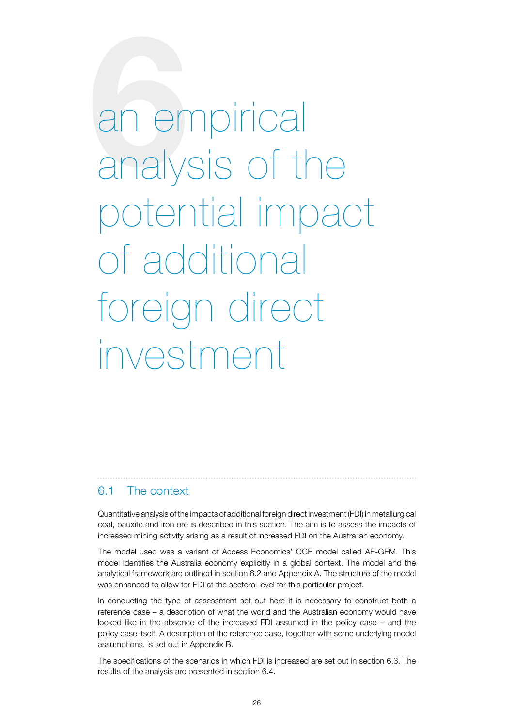# 6 an empirical analysis of the potential impact of additional foreign direct investment

## 6.1 The context

Quantitative analysis of the impacts of additional foreign direct investment (FDI) in metallurgical coal, bauxite and iron ore is described in this section. The aim is to assess the impacts of increased mining activity arising as a result of increased FDI on the Australian economy.

The model used was a variant of Access Economics' CGE model called AE-GEM. This model identifies the Australia economy explicitly in a global context. The model and the analytical framework are outlined in section 6.2 and Appendix A. The structure of the model was enhanced to allow for FDI at the sectoral level for this particular project.

In conducting the type of assessment set out here it is necessary to construct both a reference case – a description of what the world and the Australian economy would have looked like in the absence of the increased FDI assumed in the policy case – and the policy case itself. A description of the reference case, together with some underlying model assumptions, is set out in Appendix B.

The specifications of the scenarios in which FDI is increased are set out in section 6.3. The results of the analysis are presented in section 6.4.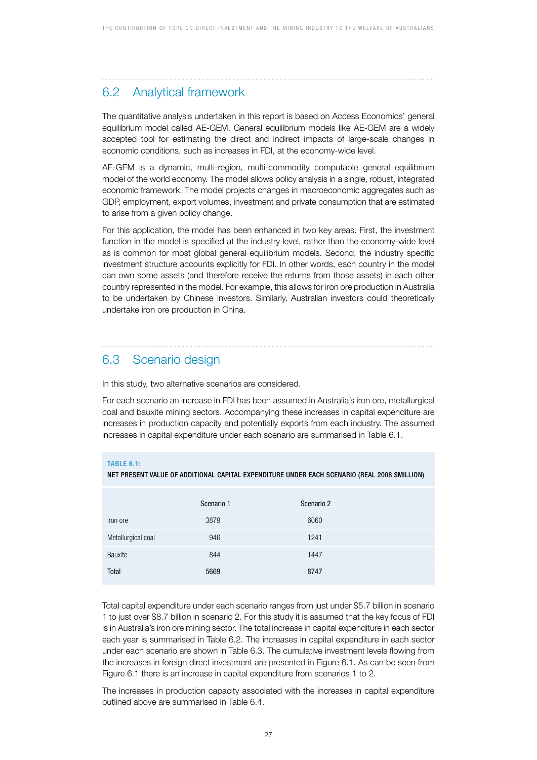## 6.2 Analytical framework

The quantitative analysis undertaken in this report is based on Access Economics' general equilibrium model called AE-GEM. General equilibrium models like AE-GEM are a widely accepted tool for estimating the direct and indirect impacts of large-scale changes in economic conditions, such as increases in FDI, at the economy-wide level.

AE-GEM is a dynamic, multi-region, multi-commodity computable general equilibrium model of the world economy. The model allows policy analysis in a single, robust, integrated economic framework. The model projects changes in macroeconomic aggregates such as GDP, employment, export volumes, investment and private consumption that are estimated to arise from a given policy change.

For this application, the model has been enhanced in two key areas. First, the investment function in the model is specified at the industry level, rather than the economy-wide level as is common for most global general equilibrium models. Second, the industry specific investment structure accounts explicitly for FDI. In other words, each country in the model can own some assets (and therefore receive the returns from those assets) in each other country represented in the model. For example, this allows for iron ore production in Australia to be undertaken by Chinese investors. Similarly, Australian investors could theoretically undertake iron ore production in China.

## 6.3 Scenario design

In this study, two alternative scenarios are considered.

For each scenario an increase in FDI has been assumed in Australia's iron ore, metallurgical coal and bauxite mining sectors. Accompanying these increases in capital expenditure are increases in production capacity and potentially exports from each industry. The assumed increases in capital expenditure under each scenario are summarised in Table 6.1.

**TABLE 6.1:**
**NET PRESENT VALUE OF ADDITIONAL CAPITAL EXPENDITURE UNDER EACH SCENARIO (REAL 2008 $MILLION)**

| | Scenario 1 | Scenario 2 |
|---|---|---|
| Iron ore | 3879 | 6060 |
| Metallurgical coal | 946 | 1241 |
| Bauxite | 844 | 1447 |
| **Total** | **5669** | **8747** |

Total capital expenditure under each scenario ranges from just under $5.7 billion in scenario 1 to just over $8.7 billion in scenario 2. For this study it is assumed that the key focus of FDI is in Australia's iron ore mining sector. The total increase in capital expenditure in each sector each year is summarised in Table 6.2. The increases in capital expenditure in each sector under each scenario are shown in Table 6.3. The cumulative investment levels flowing from the increases in foreign direct investment are presented in Figure 6.1. As can be seen from Figure 6.1 there is an increase in capital expenditure from scenarios 1 to 2.

The increases in production capacity associated with the increases in capital expenditure outlined above are summarised in Table 6.4.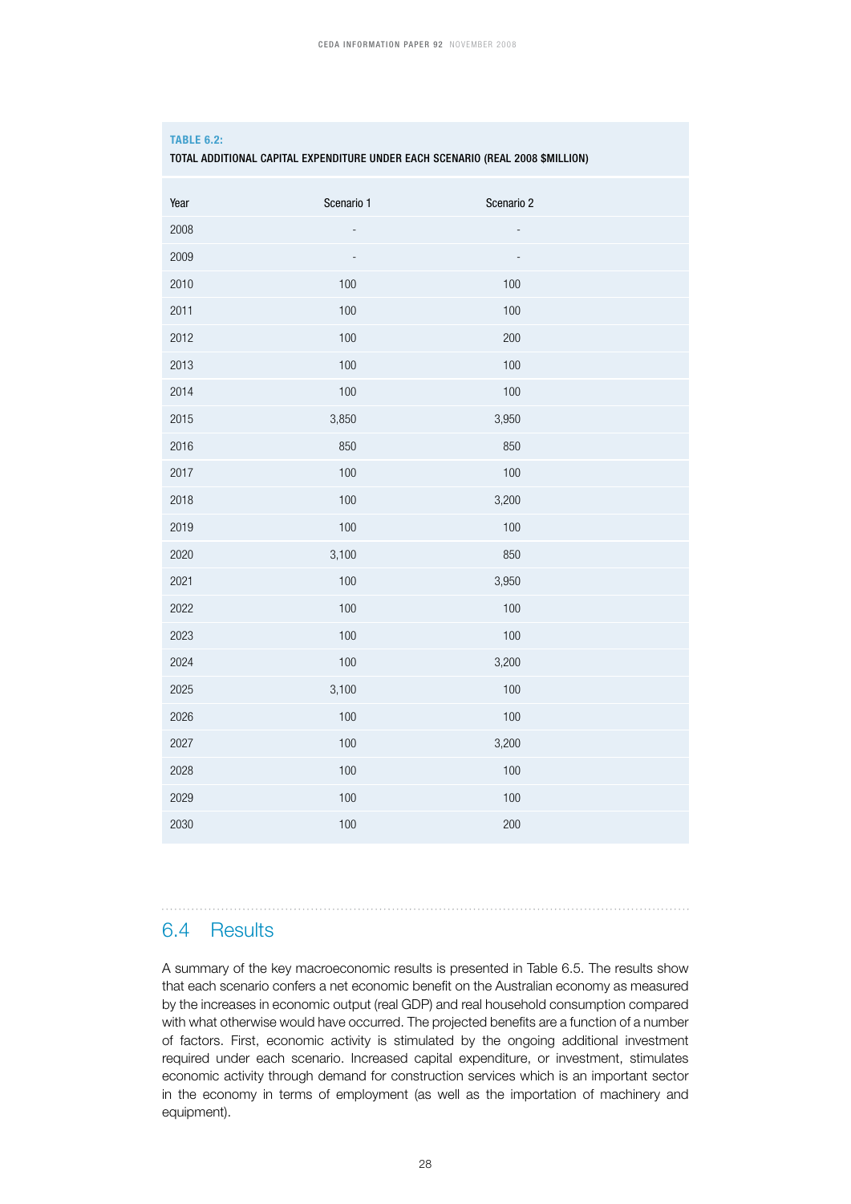**TABLE 6.2:**

**TOTAL ADDITIONAL CAPITAL EXPENDITURE UNDER EACH SCENARIO (REAL 2008 $MILLION)**

| Year | Scenario 1 | Scenario 2 |
|---|---|---|
| 2008 | - | - |
| 2009 | - | - |
| 2010 | 100 | 100 |
| 2011 | 100 | 100 |
| 2012 | 100 | 200 |
| 2013 | 100 | 100 |
| 2014 | 100 | 100 |
| 2015 | 3,850 | 3,950 |
| 2016 | 850 | 850 |
| 2017 | 100 | 100 |
| 2018 | 100 | 3,200 |
| 2019 | 100 | 100 |
| 2020 | 3,100 | 850 |
| 2021 | 100 | 3,950 |
| 2022 | 100 | 100 |
| 2023 | 100 | 100 |
| 2024 | 100 | 3,200 |
| 2025 | 3,100 | 100 |
| 2026 | 100 | 100 |
| 2027 | 100 | 3,200 |
| 2028 | 100 | 100 |
| 2029 | 100 | 100 |
| 2030 | 100 | 200 |

## 6.4 Results

A summary of the key macroeconomic results is presented in Table 6.5. The results show that each scenario confers a net economic benefit on the Australian economy as measured by the increases in economic output (real GDP) and real household consumption compared with what otherwise would have occurred. The projected benefits are a function of a number of factors. First, economic activity is stimulated by the ongoing additional investment required under each scenario. Increased capital expenditure, or investment, stimulates economic activity through demand for construction services which is an important sector in the economy in terms of employment (as well as the importation of machinery and equipment).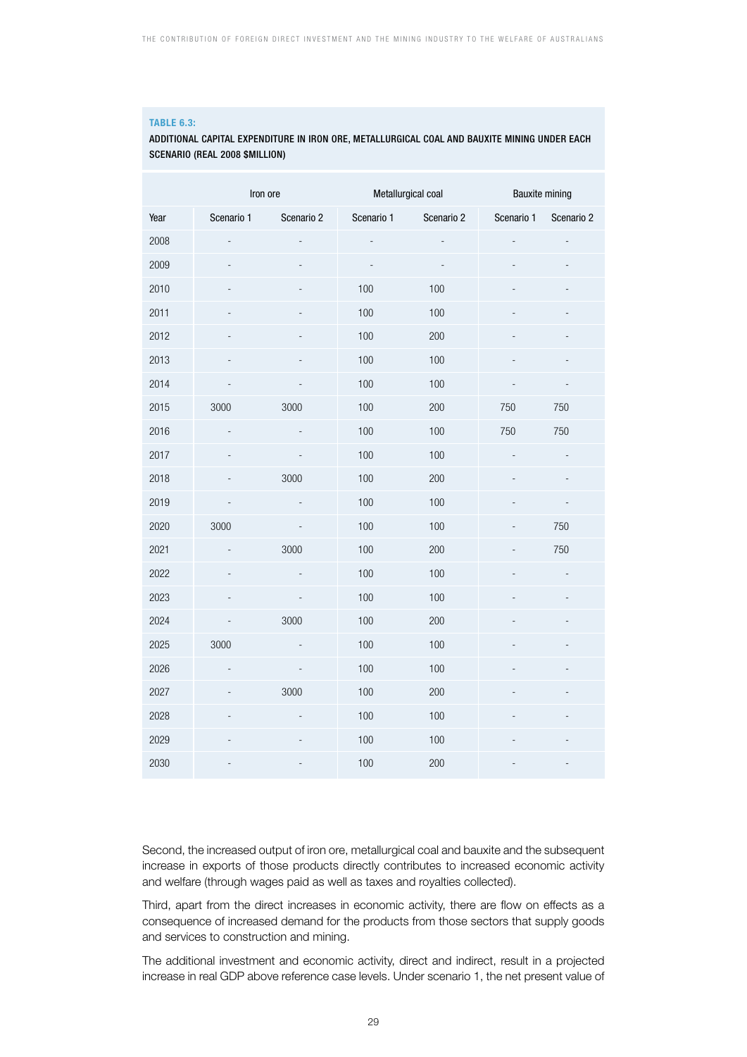**TABLE 6.3:**

**ADDITIONAL CAPITAL EXPENDITURE IN IRON ORE, METALLURGICAL COAL AND BAUXITE MINING UNDER EACH SCENARIO (REAL 2008 $MILLION)**

| | Iron ore | | Metallurgical coal | | Bauxite mining | |
|---|---|---|---|---|---|---|
| Year | Scenario 1 | Scenario 2 | Scenario 1 | Scenario 2 | Scenario 1 | Scenario 2 |
| 2008 | - | - | - | - | - | - |
| 2009 | - | - | - | - | - | - |
| 2010 | - | - | 100 | 100 | - | - |
| 2011 | - | - | 100 | 100 | - | - |
| 2012 | - | - | 100 | 200 | - | - |
| 2013 | - | - | 100 | 100 | - | - |
| 2014 | - | - | 100 | 100 | - | - |
| 2015 | 3000 | 3000 | 100 | 200 | 750 | 750 |
| 2016 | - | - | 100 | 100 | 750 | 750 |
| 2017 | - | - | 100 | 100 | - | - |
| 2018 | - | 3000 | 100 | 200 | - | - |
| 2019 | - | - | 100 | 100 | - | - |
| 2020 | 3000 | - | 100 | 100 | - | 750 |
| 2021 | - | 3000 | 100 | 200 | - | 750 |
| 2022 | - | - | 100 | 100 | - | - |
| 2023 | - | - | 100 | 100 | - | - |
| 2024 | - | 3000 | 100 | 200 | - | - |
| 2025 | 3000 | - | 100 | 100 | - | - |
| 2026 | - | - | 100 | 100 | - | - |
| 2027 | - | 3000 | 100 | 200 | - | - |
| 2028 | - | - | 100 | 100 | - | - |
| 2029 | - | - | 100 | 100 | - | - |
| 2030 | - | - | 100 | 200 | - | - |

Second, the increased output of iron ore, metallurgical coal and bauxite and the subsequent increase in exports of those products directly contributes to increased economic activity and welfare (through wages paid as well as taxes and royalties collected).

Third, apart from the direct increases in economic activity, there are flow on effects as a consequence of increased demand for the products from those sectors that supply goods and services to construction and mining.

The additional investment and economic activity, direct and indirect, result in a projected increase in real GDP above reference case levels. Under scenario 1, the net present value of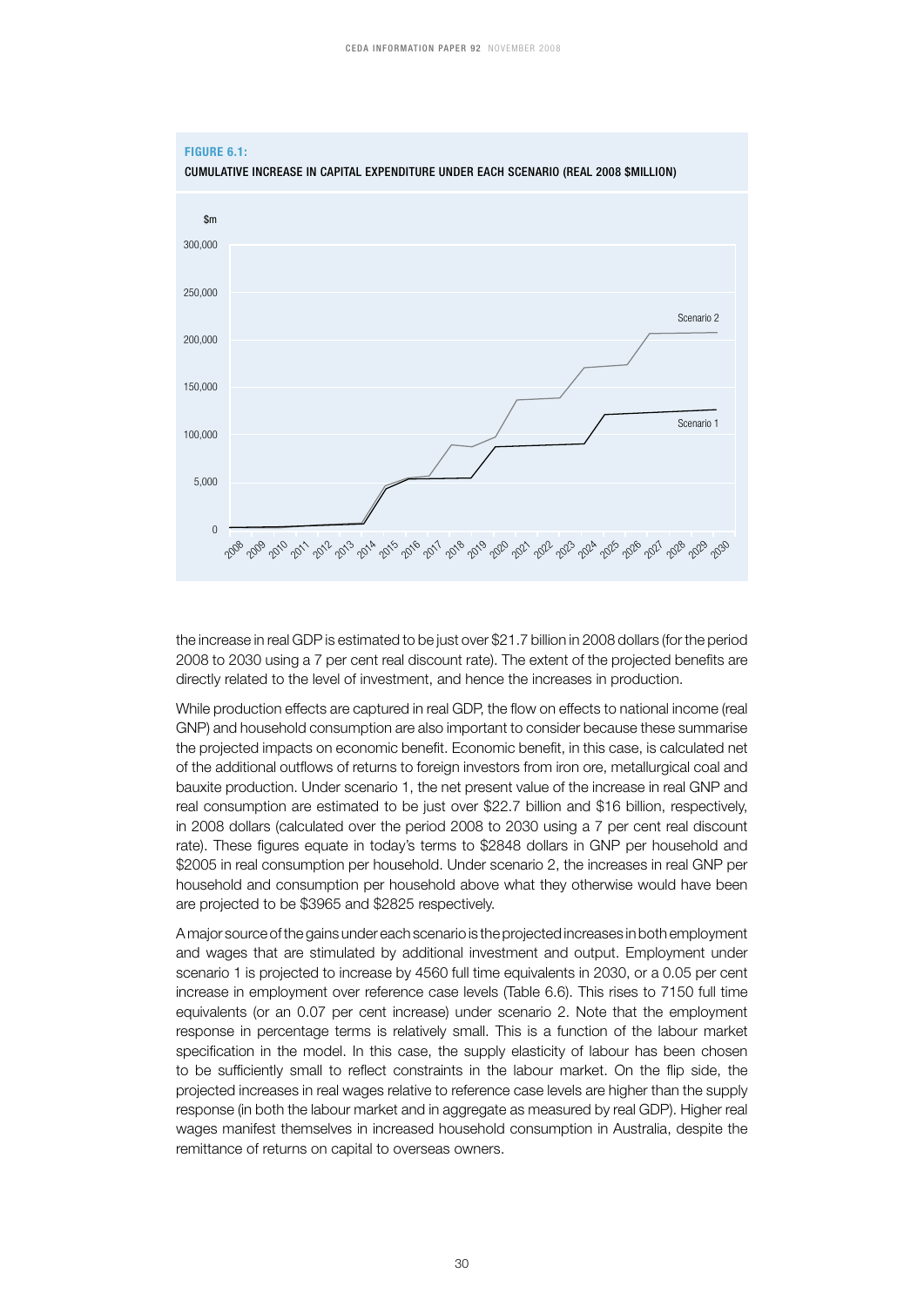**FIGURE 6.1:**

**CUMULATIVE INCREASE IN CAPITAL EXPENDITURE UNDER EACH SCENARIO (REAL 2008 $MILLION)**

the increase in real GDP is estimated to be just over $21.7 billion in 2008 dollars (for the period 2008 to 2030 using a 7 per cent real discount rate). The extent of the projected benefits are directly related to the level of investment, and hence the increases in production.

While production effects are captured in real GDP, the flow on effects to national income (real GNP) and household consumption are also important to consider because these summarise the projected impacts on economic benefit. Economic benefit, in this case, is calculated net of the additional outflows of returns to foreign investors from iron ore, metallurgical coal and bauxite production. Under scenario 1, the net present value of the increase in real GNP and real consumption are estimated to be just over $22.7 billion and $16 billion, respectively, in 2008 dollars (calculated over the period 2008 to 2030 using a 7 per cent real discount rate). These figures equate in today's terms to $2848 dollars in GNP per household and $2005 in real consumption per household. Under scenario 2, the increases in real GNP per household and consumption per household above what they otherwise would have been are projected to be $3965 and $2825 respectively.

A major source of the gains under each scenario is the projected increases in both employment and wages that are stimulated by additional investment and output. Employment under scenario 1 is projected to increase by 4560 full time equivalents in 2030, or a 0.05 per cent increase in employment over reference case levels (Table 6.6). This rises to 7150 full time equivalents (or an 0.07 per cent increase) under scenario 2. Note that the employment response in percentage terms is relatively small. This is a function of the labour market specification in the model. In this case, the supply elasticity of labour has been chosen to be sufficiently small to reflect constraints in the labour market. On the flip side, the projected increases in real wages relative to reference case levels are higher than the supply response (in both the labour market and in aggregate as measured by real GDP). Higher real wages manifest themselves in increased household consumption in Australia, despite the remittance of returns on capital to overseas owners.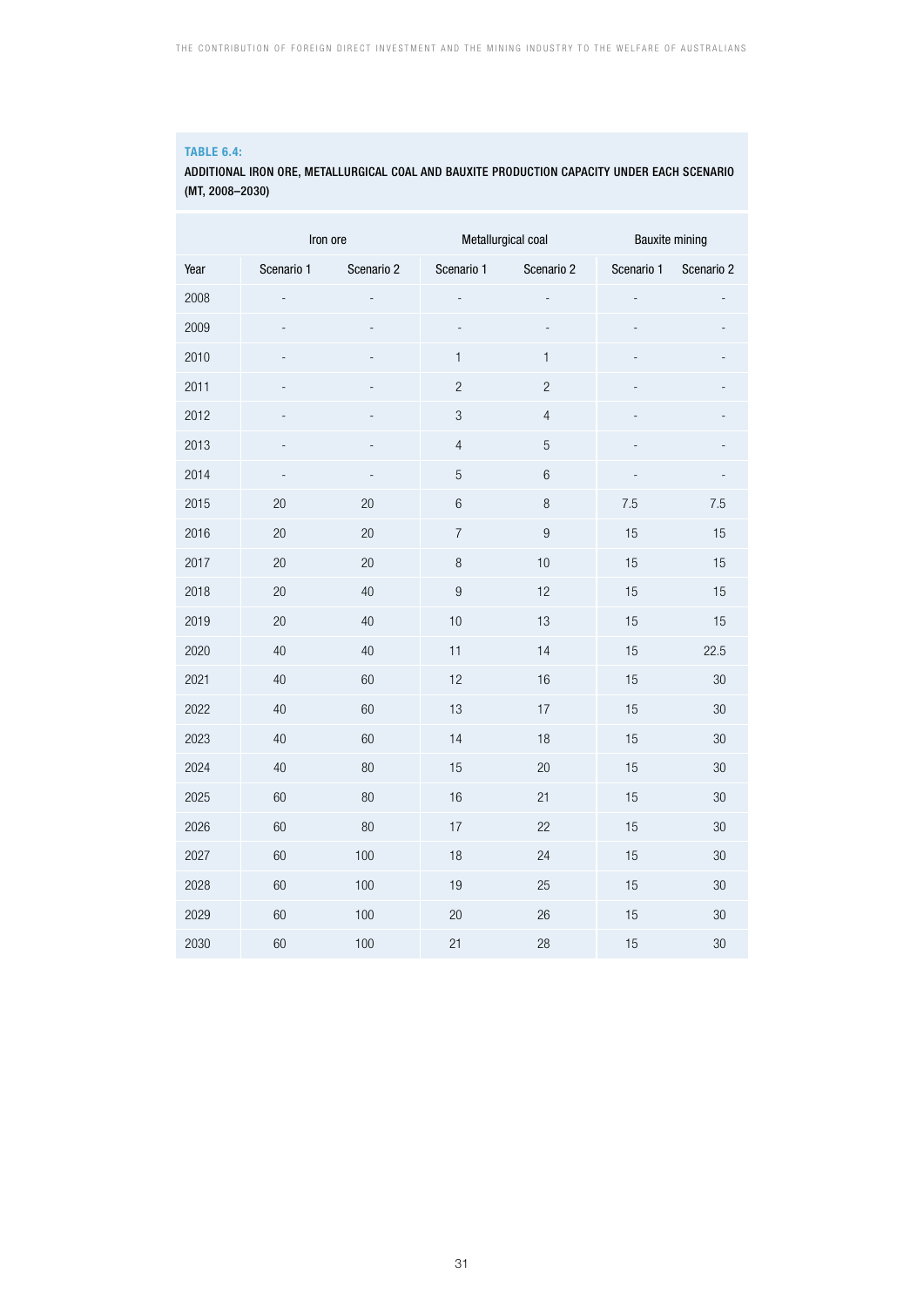**TABLE 6.4:**

**ADDITIONAL IRON ORE, METALLURGICAL COAL AND BAUXITE PRODUCTION CAPACITY UNDER EACH SCENARIO (MT, 2008–2030)**

| | Iron ore | | Metallurgical coal | | Bauxite mining | |
|---|---|---|---|---|---|---|
| Year | Scenario 1 | Scenario 2 | Scenario 1 | Scenario 2 | Scenario 1 | Scenario 2 |
| 2008 | - | - | - | - | - | - |
| 2009 | - | - | - | - | - | - |
| 2010 | - | - | 1 | 1 | - | - |
| 2011 | - | - | 2 | 2 | - | - |
| 2012 | - | - | 3 | 4 | - | - |
| 2013 | - | - | 4 | 5 | - | - |
| 2014 | - | - | 5 | 6 | - | - |
| 2015 | 20 | 20 | 6 | 8 | 7.5 | 7.5 |
| 2016 | 20 | 20 | 7 | 9 | 15 | 15 |
| 2017 | 20 | 20 | 8 | 10 | 15 | 15 |
| 2018 | 20 | 40 | 9 | 12 | 15 | 15 |
| 2019 | 20 | 40 | 10 | 13 | 15 | 15 |
| 2020 | 40 | 40 | 11 | 14 | 15 | 22.5 |
| 2021 | 40 | 60 | 12 | 16 | 15 | 30 |
| 2022 | 40 | 60 | 13 | 17 | 15 | 30 |
| 2023 | 40 | 60 | 14 | 18 | 15 | 30 |
| 2024 | 40 | 80 | 15 | 20 | 15 | 30 |
| 2025 | 60 | 80 | 16 | 21 | 15 | 30 |
| 2026 | 60 | 80 | 17 | 22 | 15 | 30 |
| 2027 | 60 | 100 | 18 | 24 | 15 | 30 |
| 2028 | 60 | 100 | 19 | 25 | 15 | 30 |
| 2029 | 60 | 100 | 20 | 26 | 15 | 30 |
| 2030 | 60 | 100 | 21 | 28 | 15 | 30 |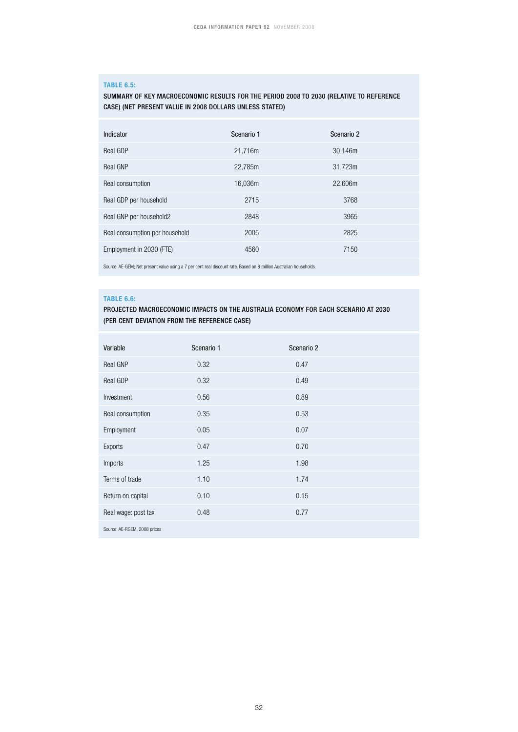**TABLE 6.5:**

**SUMMARY OF KEY MACROECONOMIC RESULTS FOR THE PERIOD 2008 TO 2030 (RELATIVE TO REFERENCE CASE) (NET PRESENT VALUE IN 2008 DOLLARS UNLESS STATED)**

| Indicator | Scenario 1 | Scenario 2 |
|---|---|---|
| Real GDP | 21,716m | 30,146m |
| Real GNP | 22,785m | 31,723m |
| Real consumption | 16,036m | 22,606m |
| Real GDP per household | 2715 | 3768 |
| Real GNP per household2 | 2848 | 3965 |
| Real consumption per household | 2005 | 2825 |
| Employment in 2030 (FTE) | 4560 | 7150 |

Source: AE-GEM; Net present value using a 7 per cent real discount rate. Based on 8 million Australian households.

**TABLE 6.6:**

**PROJECTED MACROECONOMIC IMPACTS ON THE AUSTRALIA ECONOMY FOR EACH SCENARIO AT 2030 (PER CENT DEVIATION FROM THE REFERENCE CASE)**

| Variable | Scenario 1 | Scenario 2 |
|---|---|---|
| Real GNP | 0.32 | 0.47 |
| Real GDP | 0.32 | 0.49 |
| Investment | 0.56 | 0.89 |
| Real consumption | 0.35 | 0.53 |
| Employment | 0.05 | 0.07 |
| Exports | 0.47 | 0.70 |
| Imports | 1.25 | 1.98 |
| Terms of trade | 1.10 | 1.74 |
| Return on capital | 0.10 | 0.15 |
| Real wage: post tax | 0.48 | 0.77 |

Source: AE-RGEM, 2008 prices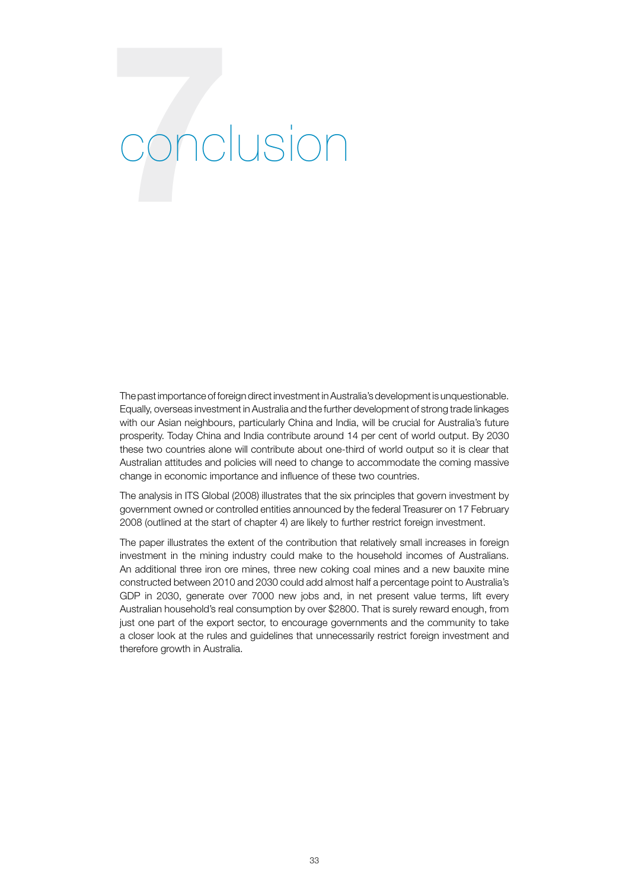# 7 conclusion

The past importance of foreign direct investment in Australia's development is unquestionable. Equally, overseas investment in Australia and the further development of strong trade linkages with our Asian neighbours, particularly China and India, will be crucial for Australia's future prosperity. Today China and India contribute around 14 per cent of world output. By 2030 these two countries alone will contribute about one-third of world output so it is clear that Australian attitudes and policies will need to change to accommodate the coming massive change in economic importance and influence of these two countries.

The analysis in ITS Global (2008) illustrates that the six principles that govern investment by government owned or controlled entities announced by the federal Treasurer on 17 February 2008 (outlined at the start of chapter 4) are likely to further restrict foreign investment.

The paper illustrates the extent of the contribution that relatively small increases in foreign investment in the mining industry could make to the household incomes of Australians. An additional three iron ore mines, three new coking coal mines and a new bauxite mine constructed between 2010 and 2030 could add almost half a percentage point to Australia's GDP in 2030, generate over 7000 new jobs and, in net present value terms, lift every Australian household's real consumption by over $2800. That is surely reward enough, from just one part of the export sector, to encourage governments and the community to take a closer look at the rules and guidelines that unnecessarily restrict foreign investment and therefore growth in Australia.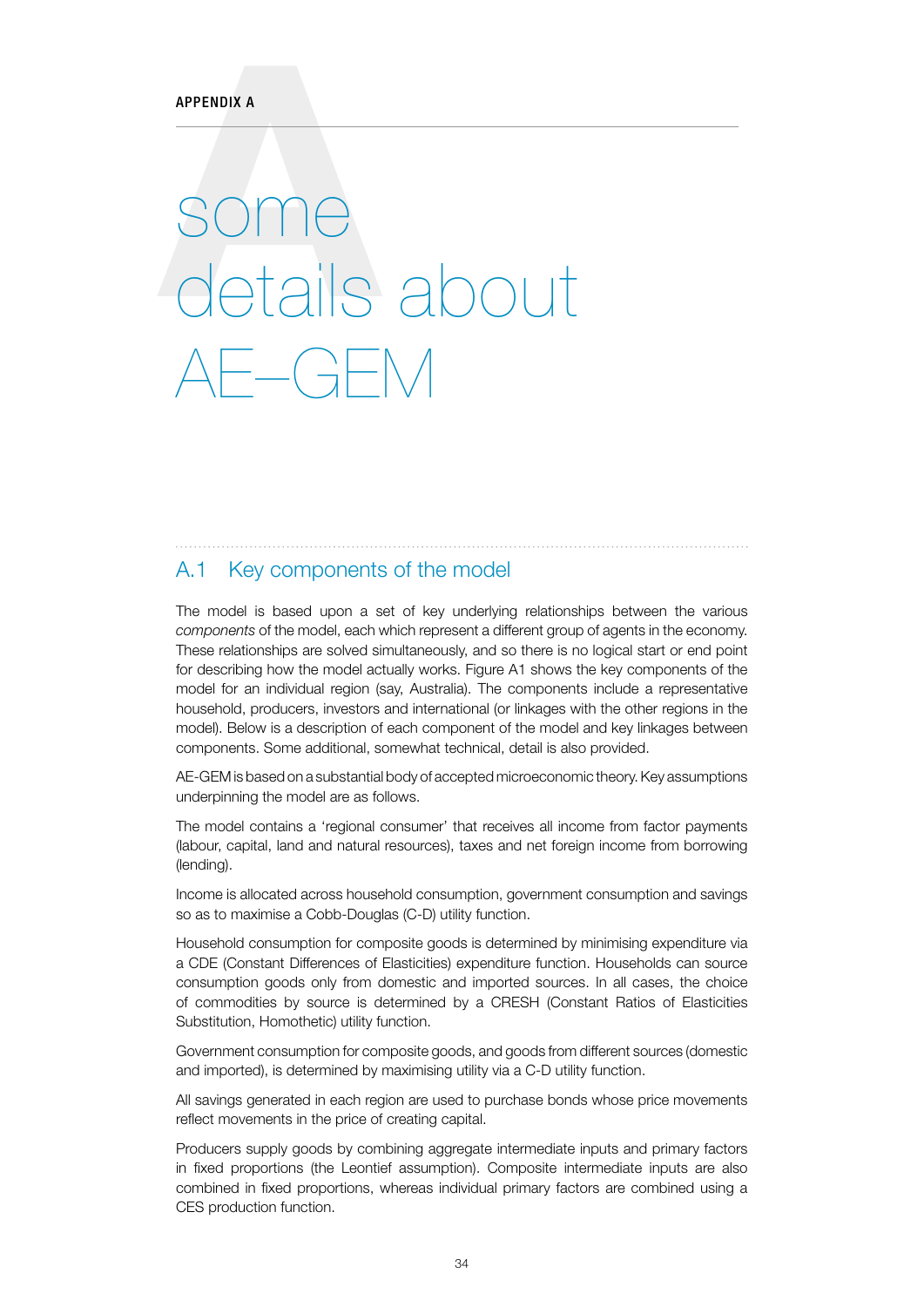APPENDIX A

# some details about AE–GEM

## A.1 Key components of the model

The model is based upon a set of key underlying relationships between the various *components* of the model, each which represent a different group of agents in the economy. These relationships are solved simultaneously, and so there is no logical start or end point for describing how the model actually works. Figure A1 shows the key components of the model for an individual region (say, Australia). The components include a representative household, producers, investors and international (or linkages with the other regions in the model). Below is a description of each component of the model and key linkages between components. Some additional, somewhat technical, detail is also provided.

AE-GEM is based on a substantial body of accepted microeconomic theory. Key assumptions underpinning the model are as follows.

The model contains a 'regional consumer' that receives all income from factor payments (labour, capital, land and natural resources), taxes and net foreign income from borrowing (lending).

Income is allocated across household consumption, government consumption and savings so as to maximise a Cobb-Douglas (C-D) utility function.

Household consumption for composite goods is determined by minimising expenditure via a CDE (Constant Differences of Elasticities) expenditure function. Households can source consumption goods only from domestic and imported sources. In all cases, the choice of commodities by source is determined by a CRESH (Constant Ratios of Elasticities Substitution, Homothetic) utility function.

Government consumption for composite goods, and goods from different sources (domestic and imported), is determined by maximising utility via a C-D utility function.

All savings generated in each region are used to purchase bonds whose price movements reflect movements in the price of creating capital.

Producers supply goods by combining aggregate intermediate inputs and primary factors in fixed proportions (the Leontief assumption). Composite intermediate inputs are also combined in fixed proportions, whereas individual primary factors are combined using a CES production function.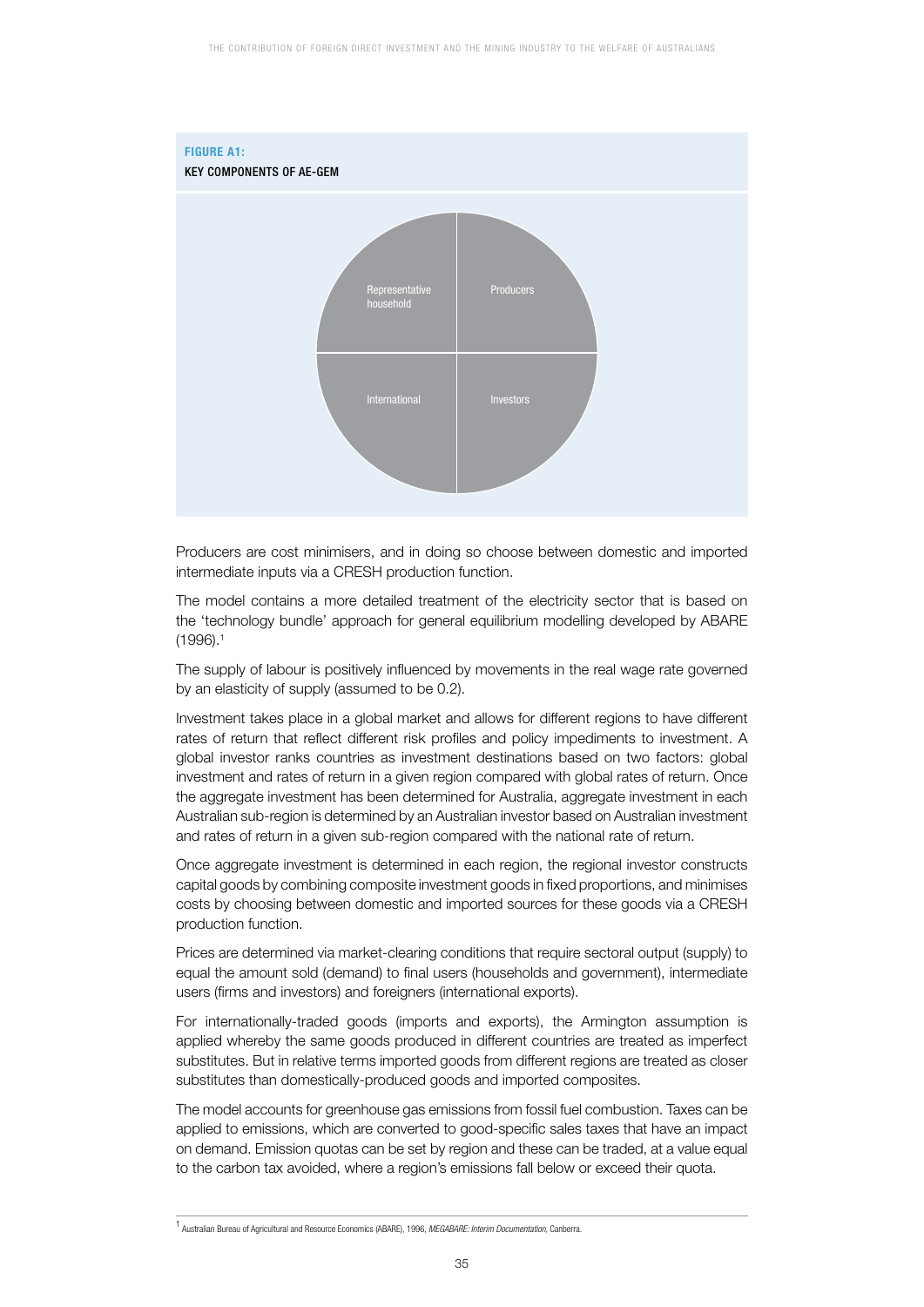**FIGURE A1:**
**KEY COMPONENTS OF AE-GEM**

Representative household | Producers | International | Investors

Producers are cost minimisers, and in doing so choose between domestic and imported intermediate inputs via a CRESH production function.

The model contains a more detailed treatment of the electricity sector that is based on the 'technology bundle' approach for general equilibrium modelling developed by ABARE (1996).[1]

The supply of labour is positively influenced by movements in the real wage rate governed by an elasticity of supply (assumed to be 0.2).

Investment takes place in a global market and allows for different regions to have different rates of return that reflect different risk profiles and policy impediments to investment. A global investor ranks countries as investment destinations based on two factors: global investment and rates of return in a given region compared with global rates of return. Once the aggregate investment has been determined for Australia, aggregate investment in each Australian sub-region is determined by an Australian investor based on Australian investment and rates of return in a given sub-region compared with the national rate of return.

Once aggregate investment is determined in each region, the regional investor constructs capital goods by combining composite investment goods in fixed proportions, and minimises costs by choosing between domestic and imported sources for these goods via a CRESH production function.

Prices are determined via market-clearing conditions that require sectoral output (supply) to equal the amount sold (demand) to final users (households and government), intermediate users (firms and investors) and foreigners (international exports).

For internationally-traded goods (imports and exports), the Armington assumption is applied whereby the same goods produced in different countries are treated as imperfect substitutes. But in relative terms imported goods from different regions are treated as closer substitutes than domestically-produced goods and imported composites.

The model accounts for greenhouse gas emissions from fossil fuel combustion. Taxes can be applied to emissions, which are converted to good-specific sales taxes that have an impact on demand. Emission quotas can be set by region and these can be traded, at a value equal to the carbon tax avoided, where a region's emissions fall below or exceed their quota.

---

[1] Australian Bureau of Agricultural and Resource Economics (ABARE), 1996, *MEGABARE: Interim Documentation*, Canberra.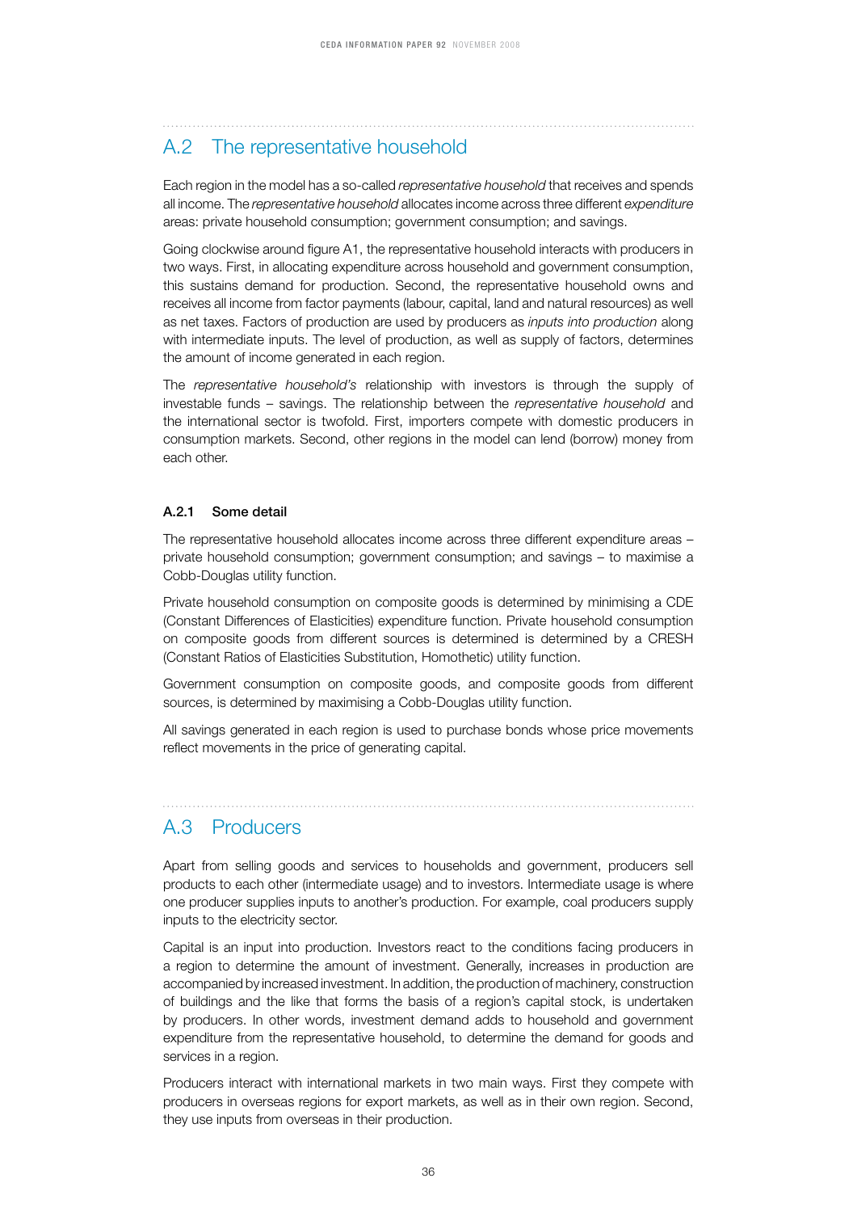## A.2 The representative household

Each region in the model has a so-called *representative household* that receives and spends all income. The *representative household* allocates income across three different *expenditure* areas: private household consumption; government consumption; and savings.

Going clockwise around figure A1, the representative household interacts with producers in two ways. First, in allocating expenditure across household and government consumption, this sustains demand for production. Second, the representative household owns and receives all income from factor payments (labour, capital, land and natural resources) as well as net taxes. Factors of production are used by producers as *inputs into production* along with intermediate inputs. The level of production, as well as supply of factors, determines the amount of income generated in each region.

The *representative household's* relationship with investors is through the supply of investable funds – savings. The relationship between the *representative household* and the international sector is twofold. First, importers compete with domestic producers in consumption markets. Second, other regions in the model can lend (borrow) money from each other.

### A.2.1 Some detail

The representative household allocates income across three different expenditure areas – private household consumption; government consumption; and savings – to maximise a Cobb-Douglas utility function.

Private household consumption on composite goods is determined by minimising a CDE (Constant Differences of Elasticities) expenditure function. Private household consumption on composite goods from different sources is determined by a CRESH (Constant Ratios of Elasticities Substitution, Homothetic) utility function.

Government consumption on composite goods, and composite goods from different sources, is determined by maximising a Cobb-Douglas utility function.

All savings generated in each region is used to purchase bonds whose price movements reflect movements in the price of generating capital.

## A.3 Producers

Apart from selling goods and services to households and government, producers sell products to each other (intermediate usage) and to investors. Intermediate usage is where one producer supplies inputs to another's production. For example, coal producers supply inputs to the electricity sector.

Capital is an input into production. Investors react to the conditions facing producers in a region to determine the amount of investment. Generally, increases in production are accompanied by increased investment. In addition, the production of machinery, construction of buildings and the like that forms the basis of a region's capital stock, is undertaken by producers. In other words, investment demand adds to household and government expenditure from the representative household, to determine the demand for goods and services in a region.

Producers interact with international markets in two main ways. First they compete with producers in overseas regions for export markets, as well as in their own region. Second, they use inputs from overseas in their production.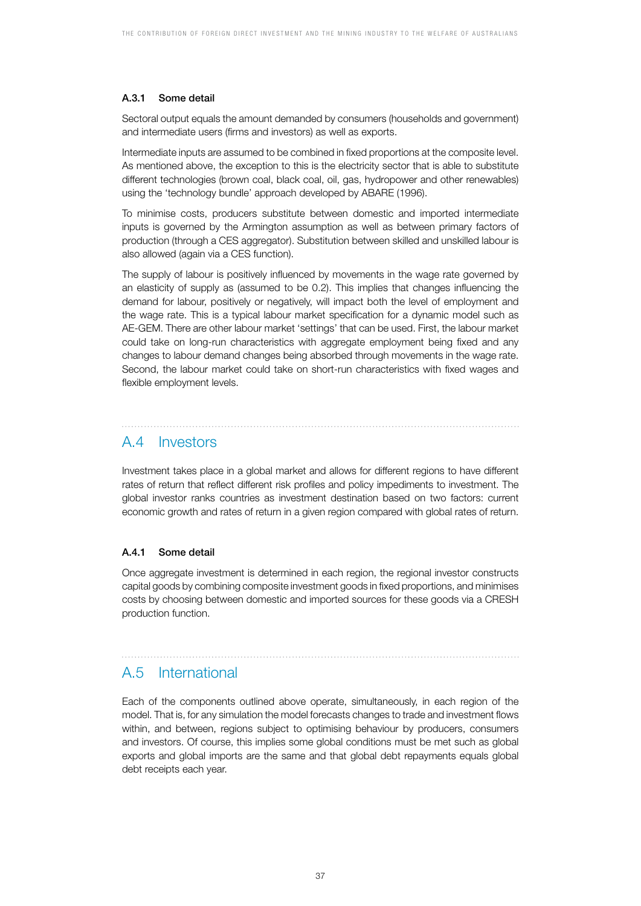### A.3.1 Some detail

Sectoral output equals the amount demanded by consumers (households and government) and intermediate users (firms and investors) as well as exports.

Intermediate inputs are assumed to be combined in fixed proportions at the composite level. As mentioned above, the exception to this is the electricity sector that is able to substitute different technologies (brown coal, black coal, oil, gas, hydropower and other renewables) using the 'technology bundle' approach developed by ABARE (1996).

To minimise costs, producers substitute between domestic and imported intermediate inputs is governed by the Armington assumption as well as between primary factors of production (through a CES aggregator). Substitution between skilled and unskilled labour is also allowed (again via a CES function).

The supply of labour is positively influenced by movements in the wage rate governed by an elasticity of supply as (assumed to be 0.2). This implies that changes influencing the demand for labour, positively or negatively, will impact both the level of employment and the wage rate. This is a typical labour market specification for a dynamic model such as AE-GEM. There are other labour market 'settings' that can be used. First, the labour market could take on long-run characteristics with aggregate employment being fixed and any changes to labour demand changes being absorbed through movements in the wage rate. Second, the labour market could take on short-run characteristics with fixed wages and flexible employment levels.

## A.4 Investors

Investment takes place in a global market and allows for different regions to have different rates of return that reflect different risk profiles and policy impediments to investment. The global investor ranks countries as investment destination based on two factors: current economic growth and rates of return in a given region compared with global rates of return.

### A.4.1 Some detail

Once aggregate investment is determined in each region, the regional investor constructs capital goods by combining composite investment goods in fixed proportions, and minimises costs by choosing between domestic and imported sources for these goods via a CRESH production function.

## A.5 International

Each of the components outlined above operate, simultaneously, in each region of the model. That is, for any simulation the model forecasts changes to trade and investment flows within, and between, regions subject to optimising behaviour by producers, consumers and investors. Of course, this implies some global conditions must be met such as global exports and global imports are the same and that global debt repayments equals global debt receipts each year.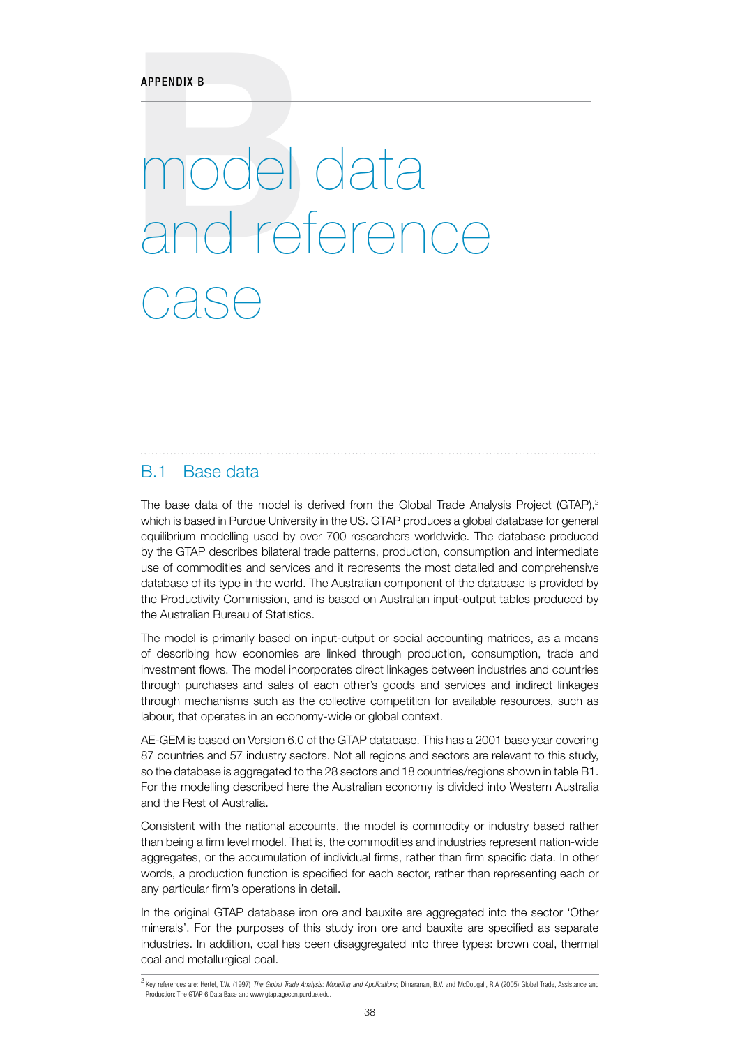APPENDIX B

# model data and reference case

## B.1 Base data

The base data of the model is derived from the Global Trade Analysis Project (GTAP),[2] which is based in Purdue University in the US. GTAP produces a global database for general equilibrium modelling used by over 700 researchers worldwide. The database produced by the GTAP describes bilateral trade patterns, production, consumption and intermediate use of commodities and services and it represents the most detailed and comprehensive database of its type in the world. The Australian component of the database is provided by the Productivity Commission, and is based on Australian input-output tables produced by the Australian Bureau of Statistics.

The model is primarily based on input-output or social accounting matrices, as a means of describing how economies are linked through production, consumption, trade and investment flows. The model incorporates direct linkages between industries and countries through purchases and sales of each other's goods and services and indirect linkages through mechanisms such as the collective competition for available resources, such as labour, that operates in an economy-wide or global context.

AE-GEM is based on Version 6.0 of the GTAP database. This has a 2001 base year covering 87 countries and 57 industry sectors. Not all regions and sectors are relevant to this study, so the database is aggregated to the 28 sectors and 18 countries/regions shown in table B1. For the modelling described here the Australian economy is divided into Western Australia and the Rest of Australia.

Consistent with the national accounts, the model is commodity or industry based rather than being a firm level model. That is, the commodities and industries represent nation-wide aggregates, or the accumulation of individual firms, rather than firm specific data. In other words, a production function is specified for each sector, rather than representing each or any particular firm's operations in detail.

In the original GTAP database iron ore and bauxite are aggregated into the sector 'Other minerals'. For the purposes of this study iron ore and bauxite are specified as separate industries. In addition, coal has been disaggregated into three types: brown coal, thermal coal and metallurgical coal.

---

[2] Key references are: Hertel, T.W. (1997) *The Global Trade Analysis: Modeling and Applications*, Dimaranan, B.V. and McDougall, R.A (2005) Global Trade, Assistance and Production: The GTAP 6 Data Base and www.gtap.agecon.purdue.edu.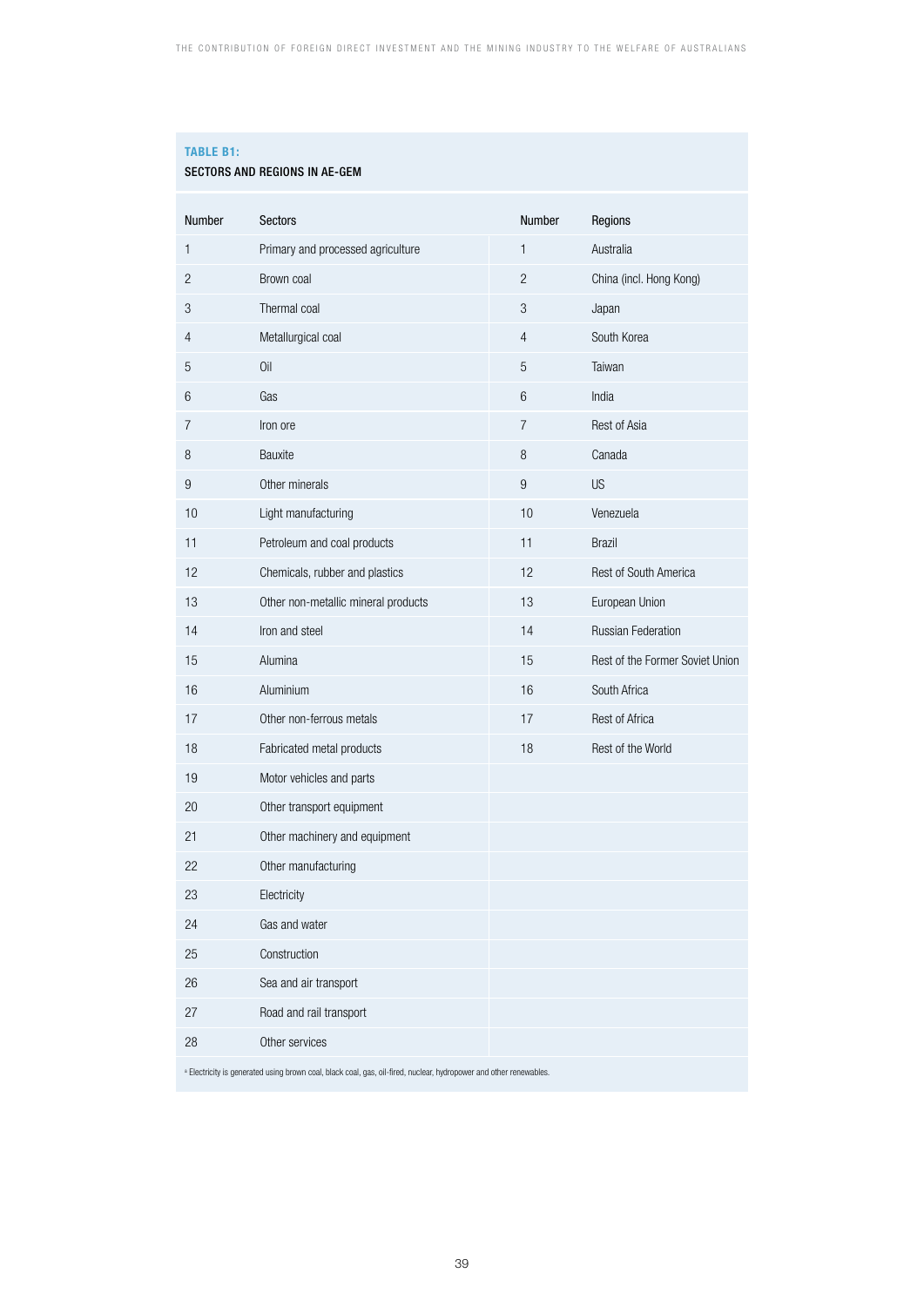**TABLE B1:**
**SECTORS AND REGIONS IN AE-GEM**

| Number | Sectors | Number | Regions |
|---|---|---|---|
| 1 | Primary and processed agriculture | 1 | Australia |
| 2 | Brown coal | 2 | China (incl. Hong Kong) |
| 3 | Thermal coal | 3 | Japan |
| 4 | Metallurgical coal | 4 | South Korea |
| 5 | Oil | 5 | Taiwan |
| 6 | Gas | 6 | India |
| 7 | Iron ore | 7 | Rest of Asia |
| 8 | Bauxite | 8 | Canada |
| 9 | Other minerals | 9 | US |
| 10 | Light manufacturing | 10 | Venezuela |
| 11 | Petroleum and coal products | 11 | Brazil |
| 12 | Chemicals, rubber and plastics | 12 | Rest of South America |
| 13 | Other non-metallic mineral products | 13 | European Union |
| 14 | Iron and steel | 14 | Russian Federation |
| 15 | Alumina | 15 | Rest of the Former Soviet Union |
| 16 | Aluminium | 16 | South Africa |
| 17 | Other non-ferrous metals | 17 | Rest of Africa |
| 18 | Fabricated metal products | 18 | Rest of the World |
| 19 | Motor vehicles and parts | | |
| 20 | Other transport equipment | | |
| 21 | Other machinery and equipment | | |
| 22 | Other manufacturing | | |
| 23 | Electricity | | |
| 24 | Gas and water | | |
| 25 | Construction | | |
| 26 | Sea and air transport | | |
| 27 | Road and rail transport | | |
| 28 | Other services | | |

[a] Electricity is generated using brown coal, black coal, gas, oil-fired, nuclear, hydropower and other renewables.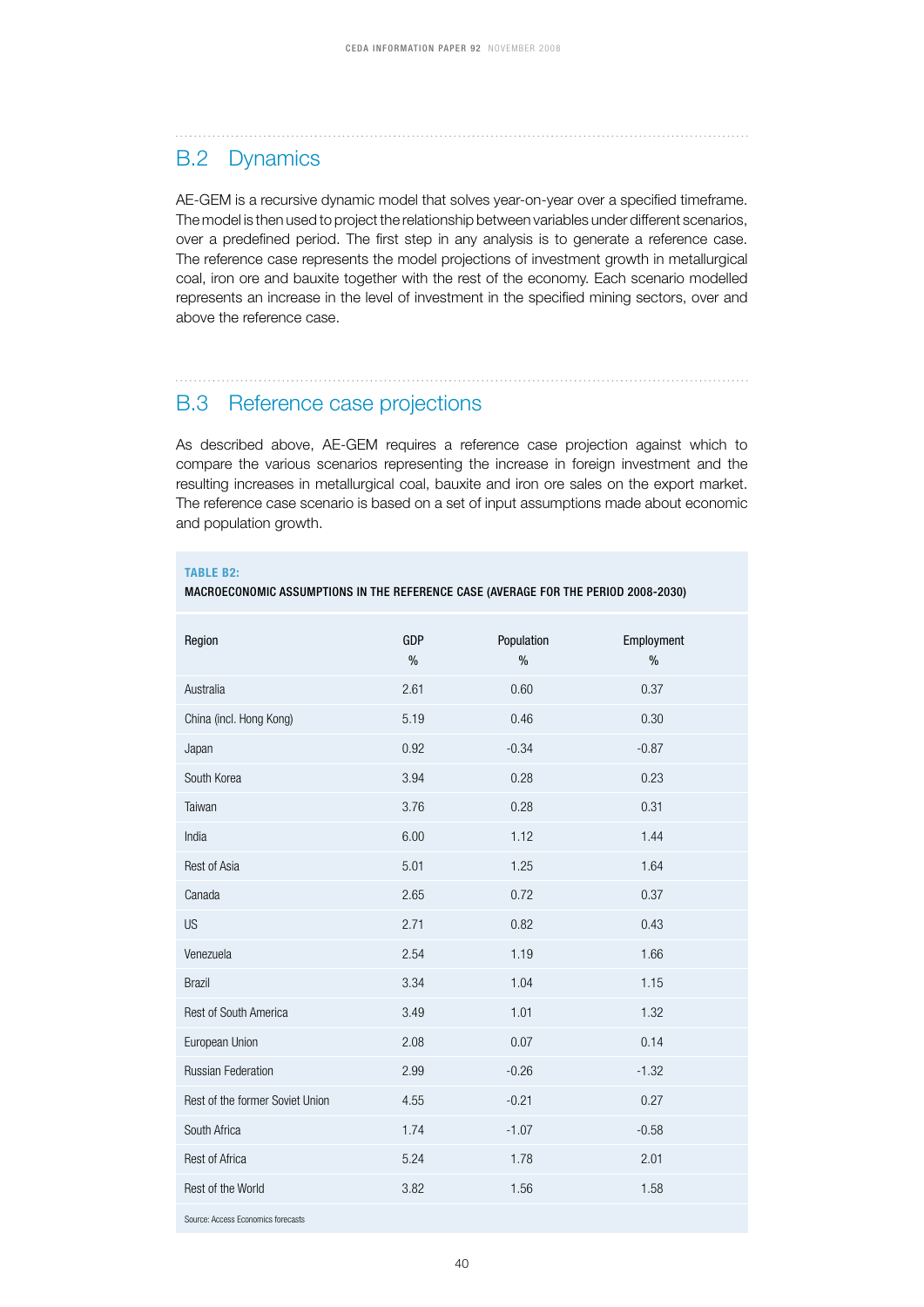## B.2 Dynamics

AE-GEM is a recursive dynamic model that solves year-on-year over a specified timeframe. The model is then used to project the relationship between variables under different scenarios, over a predefined period. The first step in any analysis is to generate a reference case. The reference case represents the model projections of investment growth in metallurgical coal, iron ore and bauxite together with the rest of the economy. Each scenario modelled represents an increase in the level of investment in the specified mining sectors, over and above the reference case.

## B.3 Reference case projections

As described above, AE-GEM requires a reference case projection against which to compare the various scenarios representing the increase in foreign investment and the resulting increases in metallurgical coal, bauxite and iron ore sales on the export market. The reference case scenario is based on a set of input assumptions made about economic and population growth.

**TABLE B2:**

**MACROECONOMIC ASSUMPTIONS IN THE REFERENCE CASE (AVERAGE FOR THE PERIOD 2008-2030)**

| Region | GDP % | Population % | Employment % |
|---|---|---|---|
| Australia | 2.61 | 0.60 | 0.37 |
| China (incl. Hong Kong) | 5.19 | 0.46 | 0.30 |
| Japan | 0.92 | -0.34 | -0.87 |
| South Korea | 3.94 | 0.28 | 0.23 |
| Taiwan | 3.76 | 0.28 | 0.31 |
| India | 6.00 | 1.12 | 1.44 |
| Rest of Asia | 5.01 | 1.25 | 1.64 |
| Canada | 2.65 | 0.72 | 0.37 |
| US | 2.71 | 0.82 | 0.43 |
| Venezuela | 2.54 | 1.19 | 1.66 |
| Brazil | 3.34 | 1.04 | 1.15 |
| Rest of South America | 3.49 | 1.01 | 1.32 |
| European Union | 2.08 | 0.07 | 0.14 |
| Russian Federation | 2.99 | -0.26 | -1.32 |
| Rest of the former Soviet Union | 4.55 | -0.21 | 0.27 |
| South Africa | 1.74 | -1.07 | -0.58 |
| Rest of Africa | 5.24 | 1.78 | 2.01 |
| Rest of the World | 3.82 | 1.56 | 1.58 |

Source: Access Economics forecasts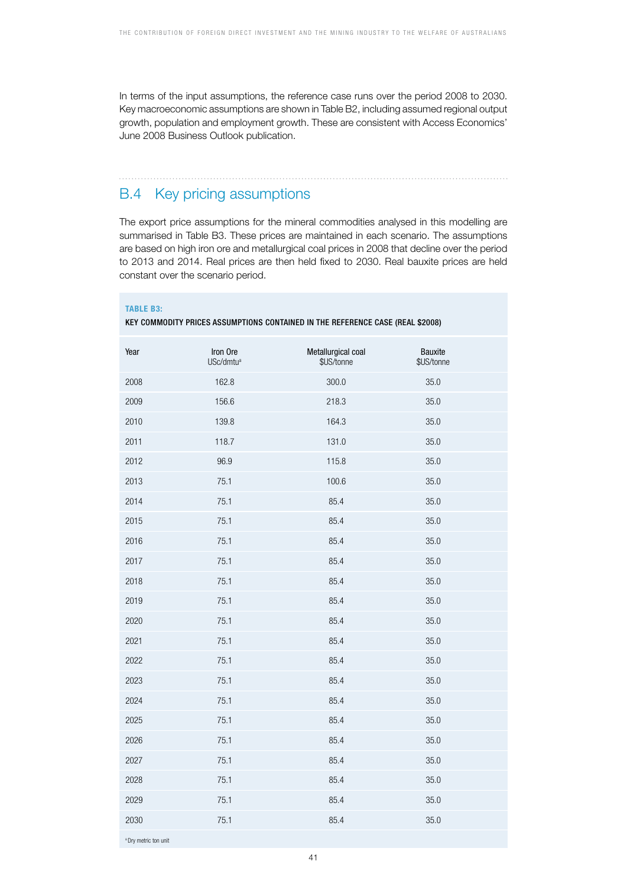In terms of the input assumptions, the reference case runs over the period 2008 to 2030. Key macroeconomic assumptions are shown in Table B2, including assumed regional output growth, population and employment growth. These are consistent with Access Economics' June 2008 Business Outlook publication.

## B.4 Key pricing assumptions

The export price assumptions for the mineral commodities analysed in this modelling are summarised in Table B3. These prices are maintained in each scenario. The assumptions are based on high iron ore and metallurgical coal prices in 2008 that decline over the period to 2013 and 2014. Real prices are then held fixed to 2030. Real bauxite prices are held constant over the scenario period.

**TABLE B3:**

**KEY COMMODITY PRICES ASSUMPTIONS CONTAINED IN THE REFERENCE CASE (REAL $2008)**

| Year | Iron Ore USc/dmtu[a] | Metallurgical coal $US/tonne | Bauxite $US/tonne |
|---|---|---|---|
| 2008 | 162.8 | 300.0 | 35.0 |
| 2009 | 156.6 | 218.3 | 35.0 |
| 2010 | 139.8 | 164.3 | 35.0 |
| 2011 | 118.7 | 131.0 | 35.0 |
| 2012 | 96.9 | 115.8 | 35.0 |
| 2013 | 75.1 | 100.6 | 35.0 |
| 2014 | 75.1 | 85.4 | 35.0 |
| 2015 | 75.1 | 85.4 | 35.0 |
| 2016 | 75.1 | 85.4 | 35.0 |
| 2017 | 75.1 | 85.4 | 35.0 |
| 2018 | 75.1 | 85.4 | 35.0 |
| 2019 | 75.1 | 85.4 | 35.0 |
| 2020 | 75.1 | 85.4 | 35.0 |
| 2021 | 75.1 | 85.4 | 35.0 |
| 2022 | 75.1 | 85.4 | 35.0 |
| 2023 | 75.1 | 85.4 | 35.0 |
| 2024 | 75.1 | 85.4 | 35.0 |
| 2025 | 75.1 | 85.4 | 35.0 |
| 2026 | 75.1 | 85.4 | 35.0 |
| 2027 | 75.1 | 85.4 | 35.0 |
| 2028 | 75.1 | 85.4 | 35.0 |
| 2029 | 75.1 | 85.4 | 35.0 |
| 2030 | 75.1 | 85.4 | 35.0 |

[a] Dry metric ton unit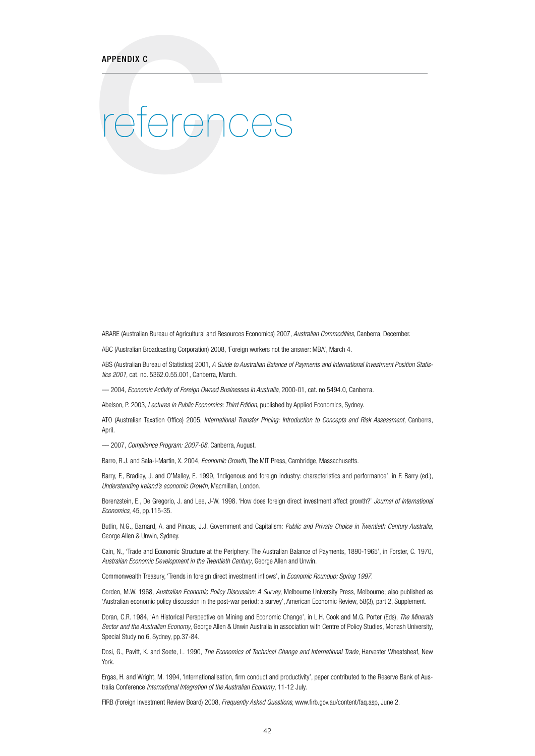APPENDIX C

# references

ABARE (Australian Bureau of Agricultural and Resources Economics) 2007, *Australian Commodities*, Canberra, December.

ABC (Australian Broadcasting Corporation) 2008, 'Foreign workers not the answer: MBA', March 4.

ABS (Australian Bureau of Statistics) 2001, *A Guide to Australian Balance of Payments and International Investment Position Statistics 2001*, cat. no. 5362.0.55.001, Canberra, March.

— 2004, *Economic Activity of Foreign Owned Businesses in Australia*, 2000-01, cat. no 5494.0, Canberra.

Abelson, P. 2003, *Lectures in Public Economics: Third Edition*, published by Applied Economics, Sydney.

ATO (Australian Taxation Office) 2005, *International Transfer Pricing: Introduction to Concepts and Risk Assessment*, Canberra, April.

— 2007, *Compliance Program: 2007-08*, Canberra, August.

Barro, R.J. and Sala-i-Martin, X. 2004, *Economic Growth*, The MIT Press, Cambridge, Massachusetts.

Barry, F., Bradley, J. and O'Malley, E. 1999, 'Indigenous and foreign industry: characteristics and performance', in F. Barry (ed.), *Understanding Ireland's economic Growth*, Macmillan, London.

Borenzstein, E., De Gregorio, J. and Lee, J-W. 1998. 'How does foreign direct investment affect growth?' *Journal of International Economics*, 45, pp.115-35.

Butlin, N.G., Barnard, A. and Pincus, J.J. Government and Capitalism: *Public and Private Choice in Twentieth Century Australia*, George Allen & Unwin, Sydney.

Cain, N., 'Trade and Economic Structure at the Periphery: The Australian Balance of Payments, 1890-1965', in Forster, C. 1970, *Australian Economic Development in the Twentieth Century*, George Allen and Unwin.

Commonwealth Treasury, 'Trends in foreign direct investment inflows', in *Economic Roundup: Spring 1997*.

Corden, M.W. 1968, *Australian Economic Policy Discussion: A Survey*, Melbourne University Press, Melbourne; also published as 'Australian economic policy discussion in the post-war period: a survey', American Economic Review, 58(3), part 2, Supplement.

Doran, C.R. 1984, 'An Historical Perspective on Mining and Economic Change', in L.H. Cook and M.G. Porter (Eds), *The Minerals Sector and the Australian Economy*, George Allen & Unwin Australia in association with Centre of Policy Studies, Monash University, Special Study no.6, Sydney, pp.37-84.

Dosi, G., Pavitt, K. and Soete, L. 1990, *The Economics of Technical Change and International Trade*, Harvester Wheatsheaf, New York.

Ergas, H. and Wright, M. 1994, 'Internationalisation, firm conduct and productivity', paper contributed to the Reserve Bank of Australia Conference *International Integration of the Australian Economy*, 11-12 July.

FIRB (Foreign Investment Review Board) 2008, *Frequently Asked Questions*, www.firb.gov.au/content/faq.asp, June 2.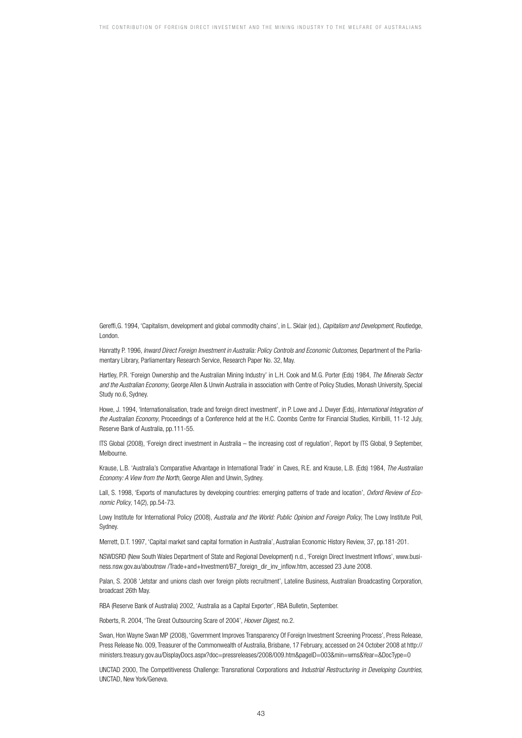Gereffi,G. 1994, 'Capitalism, development and global commodity chains', in L. Sklair (ed.), *Capitalism and Development*, Routledge, London.

Hanratty P. 1996, *Inward Direct Foreign Investment in Australia: Policy Controls and Economic Outcomes*, Department of the Parliamentary Library, Parliamentary Research Service, Research Paper No. 32, May.

Hartley, P.R. 'Foreign Ownership and the Australian Mining Industry' in L.H. Cook and M.G. Porter (Eds) 1984, *The Minerals Sector and the Australian Economy*, George Allen & Unwin Australia in association with Centre of Policy Studies, Monash University, Special Study no.6, Sydney.

Howe, J. 1994, 'Internationalisation, trade and foreign direct investment', in P. Lowe and J. Dwyer (Eds), *International Integration of the Australian Economy*, Proceedings of a Conference held at the H.C. Coombs Centre for Financial Studies, Kirribilli, 11-12 July, Reserve Bank of Australia, pp.111-55.

ITS Global (2008), 'Foreign direct investment in Australia – the increasing cost of regulation', Report by ITS Global, 9 September, Melbourne.

Krause, L.B. 'Australia's Comparative Advantage in International Trade' in Caves, R.E. and Krause, L.B. (Eds) 1984, *The Australian Economy: A View from the North*, George Allen and Unwin, Sydney.

Lall, S. 1998, 'Exports of manufactures by developing countries: emerging patterns of trade and location', *Oxford Review of Economic Policy*, 14(2), pp.54-73.

Lowy Institute for International Policy (2008), *Australia and the World: Public Opinion and Foreign Policy*, The Lowy Institute Poll, Sydney.

Merrett, D.T. 1997, 'Capital market sand capital formation in Australia', Australian Economic History Review, 37, pp.181-201.

NSWDSRD (New South Wales Department of State and Regional Development) n.d., 'Foreign Direct Investment Inflows', www.business.nsw.gov.au/aboutnsw /Trade+and+Investment/B7_foreign_dir_inv_inflow.htm, accessed 23 June 2008.

Palan, S. 2008 'Jetstar and unions clash over foreign pilots recruitment', Lateline Business, Australian Broadcasting Corporation, broadcast 26th May.

RBA (Reserve Bank of Australia) 2002, 'Australia as a Capital Exporter', RBA Bulletin, September.

Roberts, R. 2004, 'The Great Outsourcing Scare of 2004', *Hoover Digest*, no.2.

Swan, Hon Wayne Swan MP (2008), 'Government Improves Transparency Of Foreign Investment Screening Process', Press Release, Press Release No. 009, Treasurer of the Commonwealth of Australia, Brisbane, 17 February, accessed on 24 October 2008 at http://ministers.treasury.gov.au/DisplayDocs.aspx?doc=pressreleases/2008/009.htm&pageID=003&min=wms&Year=&DocType=0

UNCTAD 2000, The Competitiveness Challenge: Transnational Corporations and *Industrial Restructuring in Developing Countries*, UNCTAD, New York/Geneva.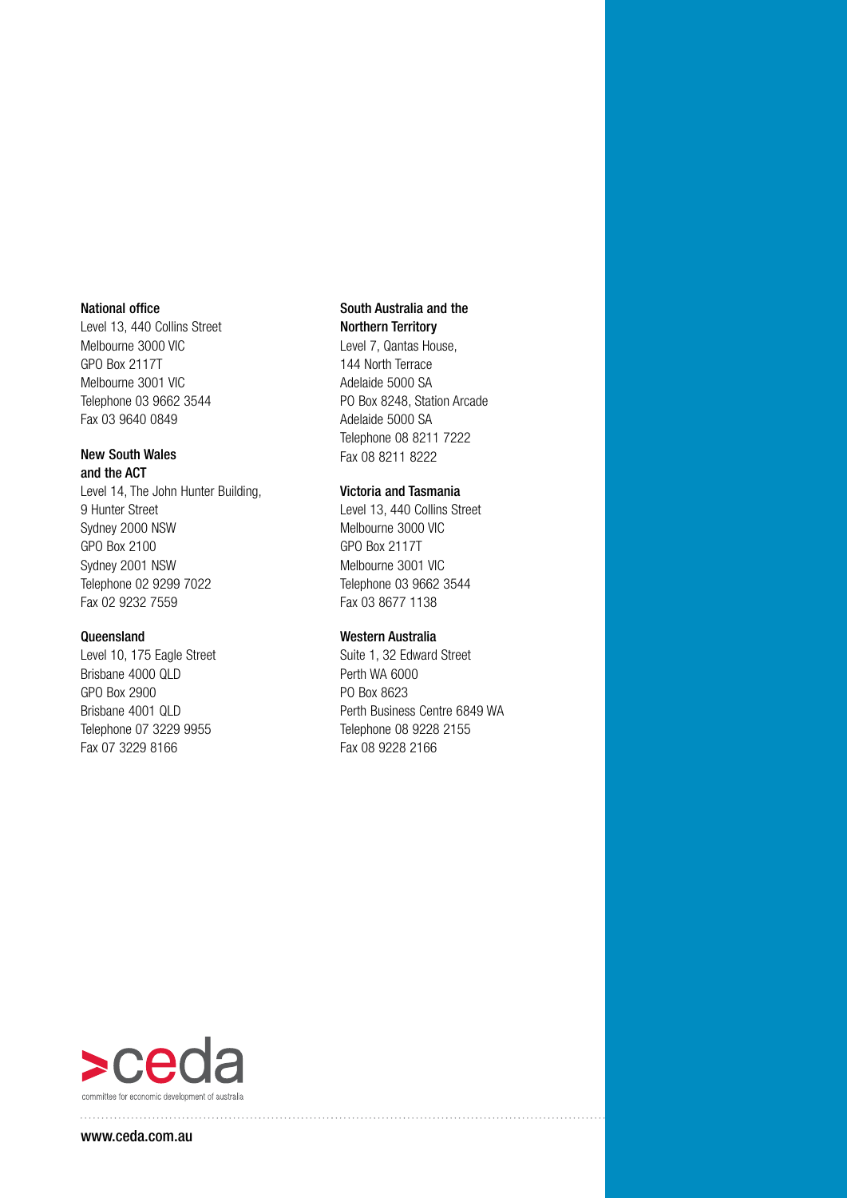**National office**
Level 13, 440 Collins Street
Melbourne 3000 VIC
GPO Box 2117T
Melbourne 3001 VIC
Telephone 03 9662 3544
Fax 03 9640 0849

**New South Wales and the ACT**
Level 14, The John Hunter Building,
9 Hunter Street
Sydney 2000 NSW
GPO Box 2100
Sydney 2001 NSW
Telephone 02 9299 7022
Fax 02 9232 7559

**Queensland**
Level 10, 175 Eagle Street
Brisbane 4000 QLD
GPO Box 2900
Brisbane 4001 QLD
Telephone 07 3229 9955
Fax 07 3229 8166

**South Australia and the Northern Territory**
Level 7, Qantas House,
144 North Terrace
Adelaide 5000 SA
PO Box 8248, Station Arcade
Adelaide 5000 SA
Telephone 08 8211 7222
Fax 08 8211 8222

**Victoria and Tasmania**
Level 13, 440 Collins Street
Melbourne 3000 VIC
GPO Box 2117T
Melbourne 3001 VIC
Telephone 03 9662 3544
Fax 03 8677 1138

**Western Australia**
Suite 1, 32 Edward Street
Perth WA 6000
PO Box 8623
Perth Business Centre 6849 WA
Telephone 08 9228 2155
Fax 08 9228 2166

ceda
committee for economic development of australia

www.ceda.com.au